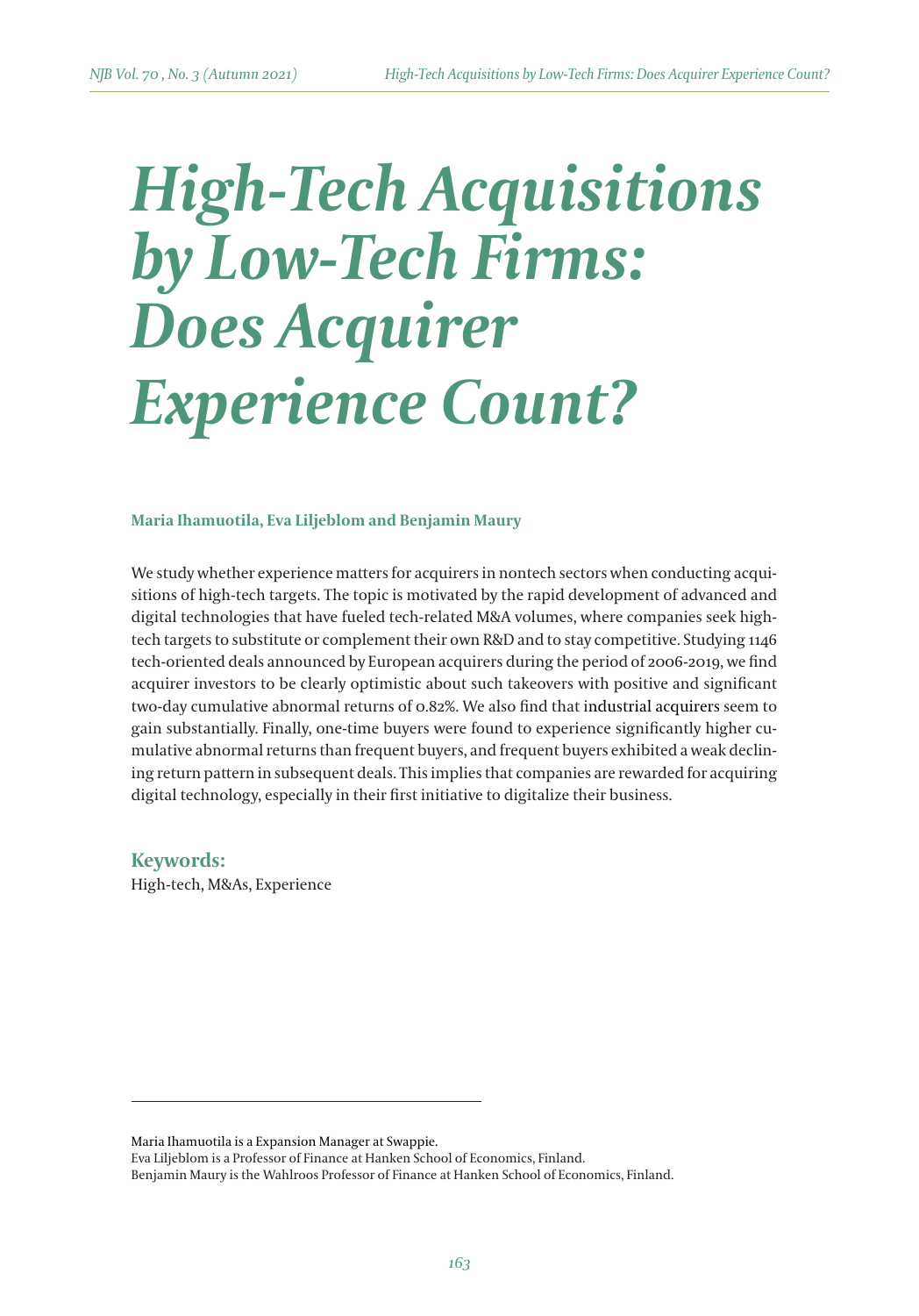# High-Tech Acquisitions by Low-Tech Firms: Does Acquirer Experience Count?

**Maria Ihamuotila, Eva Liljeblom and Benjamin Maury**

We study whether experience matters for acquirers in nontech sectors when conducting acquisitions of high-tech targets. The topic is motivated by the rapid development of advanced and digital technologies that have fueled tech-related M&A volumes, where companies seek high-tech targets to substitute or complement their own R&D and to stay competitive. Studying 1146 tech-oriented deals announced by European acquirers during the period of 2006-2019, we find acquirer investors to be clearly optimistic about such takeovers with positive and significant two-day cumulative abnormal returns of 0.82%. We also find that industrial acquirers seem to gain substantially. Finally, one-time buyers were found to experience significantly higher cumulative abnormal returns than frequent buyers, and frequent buyers exhibited a weak declining return pattern in subsequent deals. This implies that companies are rewarded for acquiring digital technology, especially in their first initiative to digitalize their business.

## Keywords:

High-tech, M&As, Experience

---

Maria Ihamuotila is a Expansion Manager at Swappie.
Eva Liljeblom is a Professor of Finance at Hanken School of Economics, Finland.
Benjamin Maury is the Wahlroos Professor of Finance at Hanken School of Economics, Finland.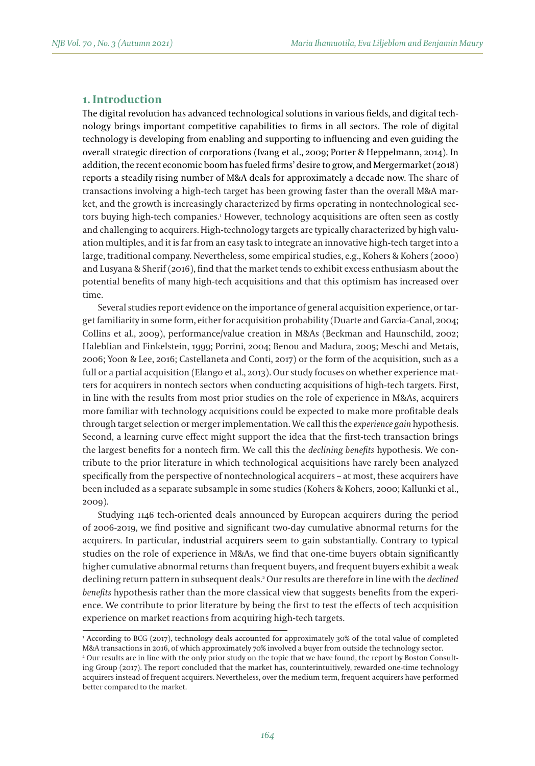## 1. Introduction

The digital revolution has advanced technological solutions in various fields, and digital technology brings important competitive capabilities to firms in all sectors. The role of digital technology is developing from enabling and supporting to influencing and even guiding the overall strategic direction of corporations (Ivang et al., 2009; Porter & Heppelmann, 2014). In addition, the recent economic boom has fueled firms' desire to grow, and Mergermarket (2018) reports a steadily rising number of M&A deals for approximately a decade now. The share of transactions involving a high-tech target has been growing faster than the overall M&A market, and the growth is increasingly characterized by firms operating in nontechnological sectors buying high-tech companies.[1] However, technology acquisitions are often seen as costly and challenging to acquirers. High-technology targets are typically characterized by high valuation multiples, and it is far from an easy task to integrate an innovative high-tech target into a large, traditional company. Nevertheless, some empirical studies, e.g., Kohers & Kohers (2000) and Lusyana & Sherif (2016), find that the market tends to exhibit excess enthusiasm about the potential benefits of many high-tech acquisitions and that this optimism has increased over time.

Several studies report evidence on the importance of general acquisition experience, or target familiarity in some form, either for acquisition probability (Duarte and García-Canal, 2004; Collins et al., 2009), performance/value creation in M&As (Beckman and Haunschild, 2002; Haleblian and Finkelstein, 1999; Porrini, 2004; Benou and Madura, 2005; Meschi and Metais, 2006; Yoon & Lee, 2016; Castellaneta and Conti, 2017) or the form of the acquisition, such as a full or a partial acquisition (Elango et al., 2013). Our study focuses on whether experience matters for acquirers in nontech sectors when conducting acquisitions of high-tech targets. First, in line with the results from most prior studies on the role of experience in M&As, acquirers more familiar with technology acquisitions could be expected to make more profitable deals through target selection or merger implementation. We call this the *experience gain* hypothesis. Second, a learning curve effect might support the idea that the first-tech transaction brings the largest benefits for a nontech firm. We call this the *declining benefits* hypothesis. We contribute to the prior literature in which technological acquisitions have rarely been analyzed specifically from the perspective of nontechnological acquirers – at most, these acquirers have been included as a separate subsample in some studies (Kohers & Kohers, 2000; Kallunki et al., 2009).

Studying 1146 tech-oriented deals announced by European acquirers during the period of 2006-2019, we find positive and significant two-day cumulative abnormal returns for the acquirers. In particular, industrial acquirers seem to gain substantially. Contrary to typical studies on the role of experience in M&As, we find that one-time buyers obtain significantly higher cumulative abnormal returns than frequent buyers, and frequent buyers exhibit a weak declining return pattern in subsequent deals.[2] Our results are therefore in line with the *declined benefits* hypothesis rather than the more classical view that suggests benefits from the experience. We contribute to prior literature by being the first to test the effects of tech acquisition experience on market reactions from acquiring high-tech targets.

---

[1] According to BCG (2017), technology deals accounted for approximately 30% of the total value of completed M&A transactions in 2016, of which approximately 70% involved a buyer from outside the technology sector.

[2] Our results are in line with the only prior study on the topic that we have found, the report by Boston Consulting Group (2017). The report concluded that the market has, counterintuitively, rewarded one-time technology acquirers instead of frequent acquirers. Nevertheless, over the medium term, frequent acquirers have performed better compared to the market.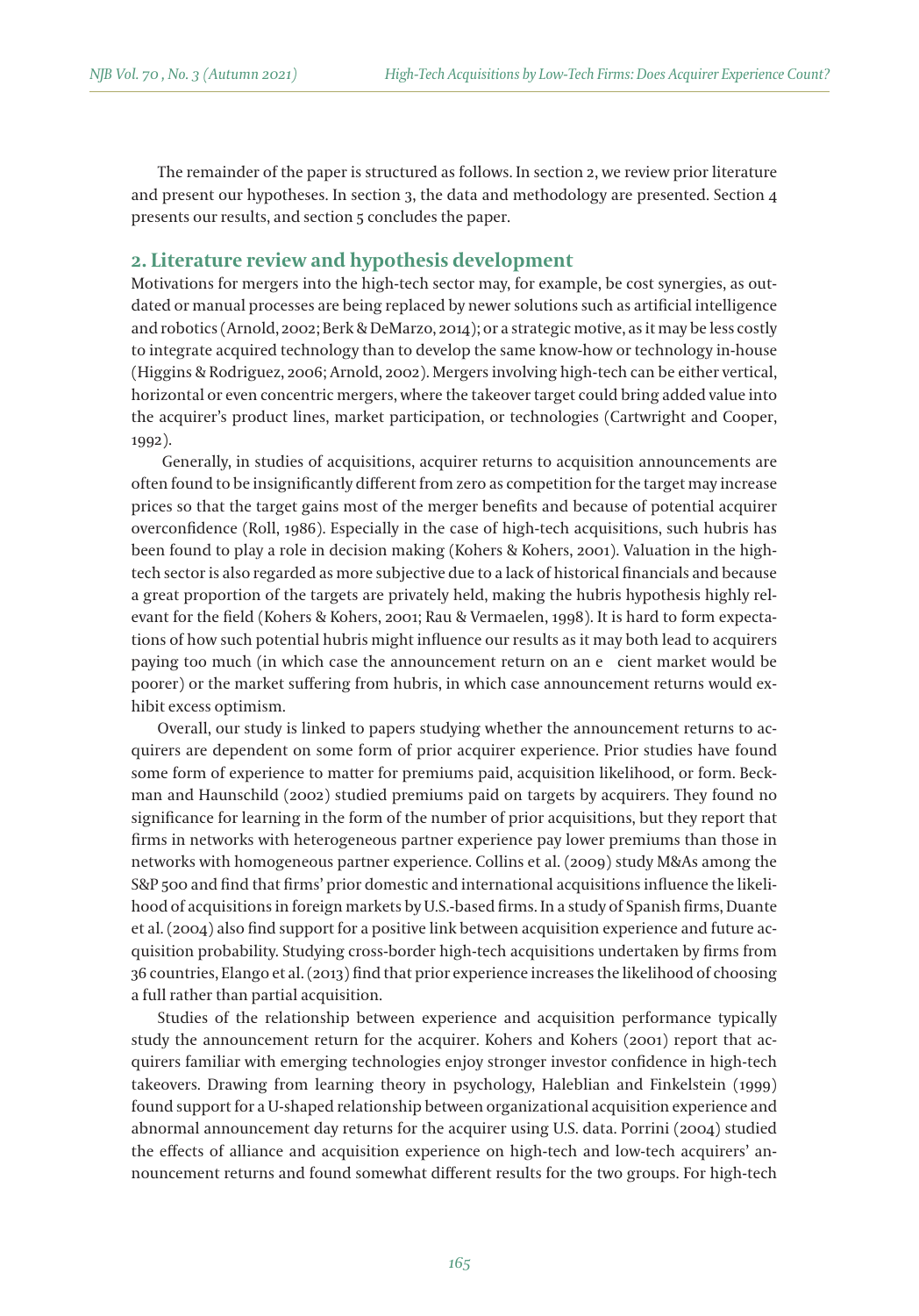The remainder of the paper is structured as follows. In section 2, we review prior literature and present our hypotheses. In section 3, the data and methodology are presented. Section 4 presents our results, and section 5 concludes the paper.

## 2. Literature review and hypothesis development

Motivations for mergers into the high-tech sector may, for example, be cost synergies, as outdated or manual processes are being replaced by newer solutions such as artificial intelligence and robotics (Arnold, 2002; Berk & DeMarzo, 2014); or a strategic motive, as it may be less costly to integrate acquired technology than to develop the same know-how or technology in-house (Higgins & Rodriguez, 2006; Arnold, 2002). Mergers involving high-tech can be either vertical, horizontal or even concentric mergers, where the takeover target could bring added value into the acquirer's product lines, market participation, or technologies (Cartwright and Cooper, 1992).

Generally, in studies of acquisitions, acquirer returns to acquisition announcements are often found to be insignificantly different from zero as competition for the target may increase prices so that the target gains most of the merger benefits and because of potential acquirer overconfidence (Roll, 1986). Especially in the case of high-tech acquisitions, such hubris has been found to play a role in decision making (Kohers & Kohers, 2001). Valuation in the high-tech sector is also regarded as more subjective due to a lack of historical financials and because a great proportion of the targets are privately held, making the hubris hypothesis highly relevant for the field (Kohers & Kohers, 2001; Rau & Vermaelen, 1998). It is hard to form expectations of how such potential hubris might influence our results as it may both lead to acquirers paying too much (in which case the announcement return on an e cient market would be poorer) or the market suffering from hubris, in which case announcement returns would exhibit excess optimism.

Overall, our study is linked to papers studying whether the announcement returns to acquirers are dependent on some form of prior acquirer experience. Prior studies have found some form of experience to matter for premiums paid, acquisition likelihood, or form. Beckman and Haunschild (2002) studied premiums paid on targets by acquirers. They found no significance for learning in the form of the number of prior acquisitions, but they report that firms in networks with heterogeneous partner experience pay lower premiums than those in networks with homogeneous partner experience. Collins et al. (2009) study M&As among the S&P 500 and find that firms' prior domestic and international acquisitions influence the likelihood of acquisitions in foreign markets by U.S.-based firms. In a study of Spanish firms, Duante et al. (2004) also find support for a positive link between acquisition experience and future acquisition probability. Studying cross-border high-tech acquisitions undertaken by firms from 36 countries, Elango et al. (2013) find that prior experience increases the likelihood of choosing a full rather than partial acquisition.

Studies of the relationship between experience and acquisition performance typically study the announcement return for the acquirer. Kohers and Kohers (2001) report that acquirers familiar with emerging technologies enjoy stronger investor confidence in high-tech takeovers. Drawing from learning theory in psychology, Haleblian and Finkelstein (1999) found support for a U-shaped relationship between organizational acquisition experience and abnormal announcement day returns for the acquirer using U.S. data. Porrini (2004) studied the effects of alliance and acquisition experience on high-tech and low-tech acquirers' announcement returns and found somewhat different results for the two groups. For high-tech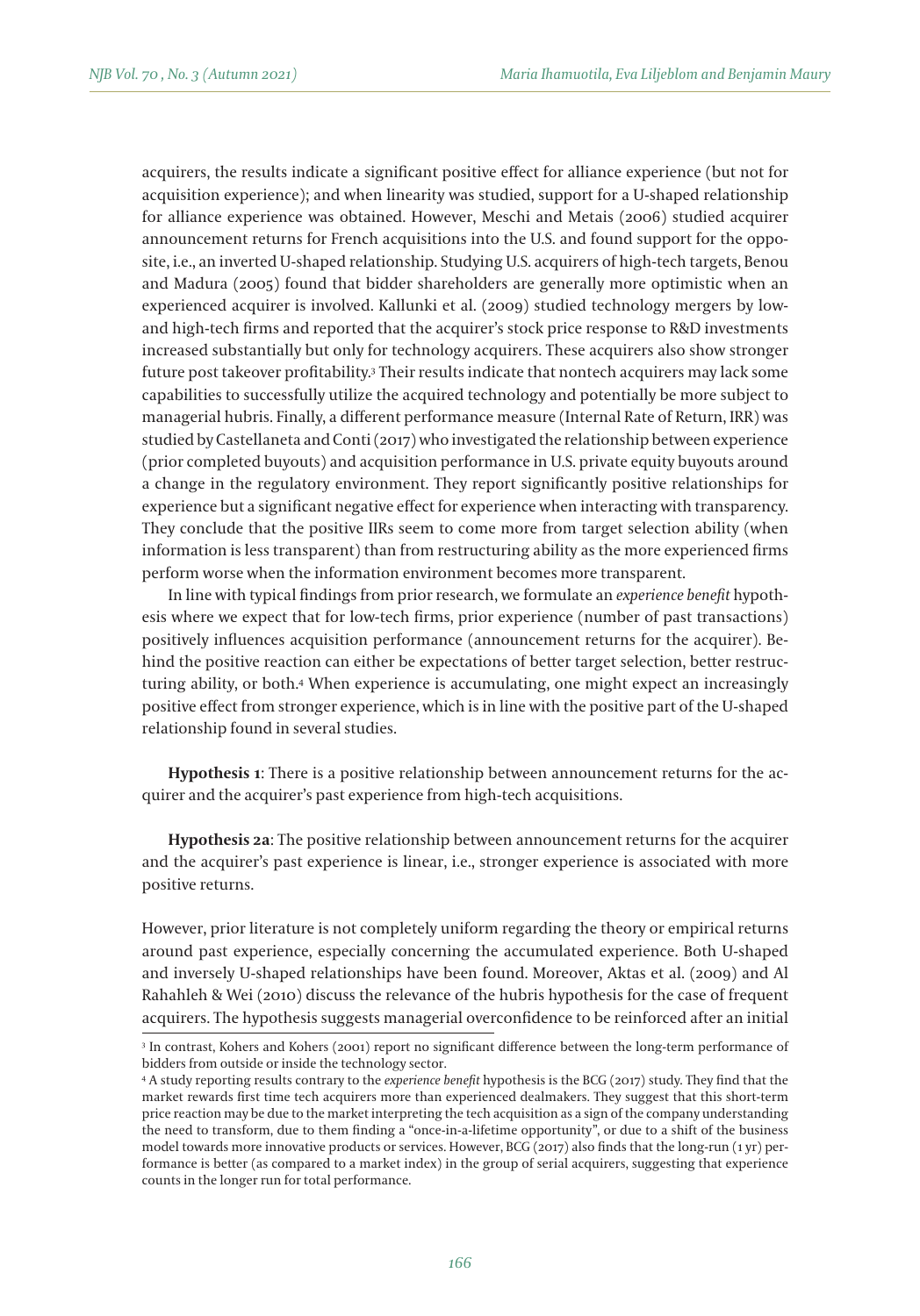acquirers, the results indicate a significant positive effect for alliance experience (but not for acquisition experience); and when linearity was studied, support for a U-shaped relationship for alliance experience was obtained. However, Meschi and Metais (2006) studied acquirer announcement returns for French acquisitions into the U.S. and found support for the opposite, i.e., an inverted U-shaped relationship. Studying U.S. acquirers of high-tech targets, Benou and Madura (2005) found that bidder shareholders are generally more optimistic when an experienced acquirer is involved. Kallunki et al. (2009) studied technology mergers by low- and high-tech firms and reported that the acquirer's stock price response to R&D investments increased substantially but only for technology acquirers. These acquirers also show stronger future post takeover profitability.[3] Their results indicate that nontech acquirers may lack some capabilities to successfully utilize the acquired technology and potentially be more subject to managerial hubris. Finally, a different performance measure (Internal Rate of Return, IRR) was studied by Castellaneta and Conti (2017) who investigated the relationship between experience (prior completed buyouts) and acquisition performance in U.S. private equity buyouts around a change in the regulatory environment. They report significantly positive relationships for experience but a significant negative effect for experience when interacting with transparency. They conclude that the positive IIRs seem to come more from target selection ability (when information is less transparent) than from restructuring ability as the more experienced firms perform worse when the information environment becomes more transparent.

In line with typical findings from prior research, we formulate an *experience benefit* hypothesis where we expect that for low-tech firms, prior experience (number of past transactions) positively influences acquisition performance (announcement returns for the acquirer). Behind the positive reaction can either be expectations of better target selection, better restructuring ability, or both.[4] When experience is accumulating, one might expect an increasingly positive effect from stronger experience, which is in line with the positive part of the U-shaped relationship found in several studies.

**Hypothesis 1**: There is a positive relationship between announcement returns for the acquirer and the acquirer's past experience from high-tech acquisitions.

**Hypothesis 2a**: The positive relationship between announcement returns for the acquirer and the acquirer's past experience is linear, i.e., stronger experience is associated with more positive returns.

However, prior literature is not completely uniform regarding the theory or empirical returns around past experience, especially concerning the accumulated experience. Both U-shaped and inversely U-shaped relationships have been found. Moreover, Aktas et al. (2009) and Al Rahahleh & Wei (2010) discuss the relevance of the hubris hypothesis for the case of frequent acquirers. The hypothesis suggests managerial overconfidence to be reinforced after an initial

[3] In contrast, Kohers and Kohers (2001) report no significant difference between the long-term performance of bidders from outside or inside the technology sector.

[4] A study reporting results contrary to the *experience benefit* hypothesis is the BCG (2017) study. They find that the market rewards first time tech acquirers more than experienced dealmakers. They suggest that this short-term price reaction may be due to the market interpreting the tech acquisition as a sign of the company understanding the need to transform, due to them finding a "once-in-a-lifetime opportunity", or due to a shift of the business model towards more innovative products or services. However, BCG (2017) also finds that the long-run (1 yr) performance is better (as compared to a market index) in the group of serial acquirers, suggesting that experience counts in the longer run for total performance.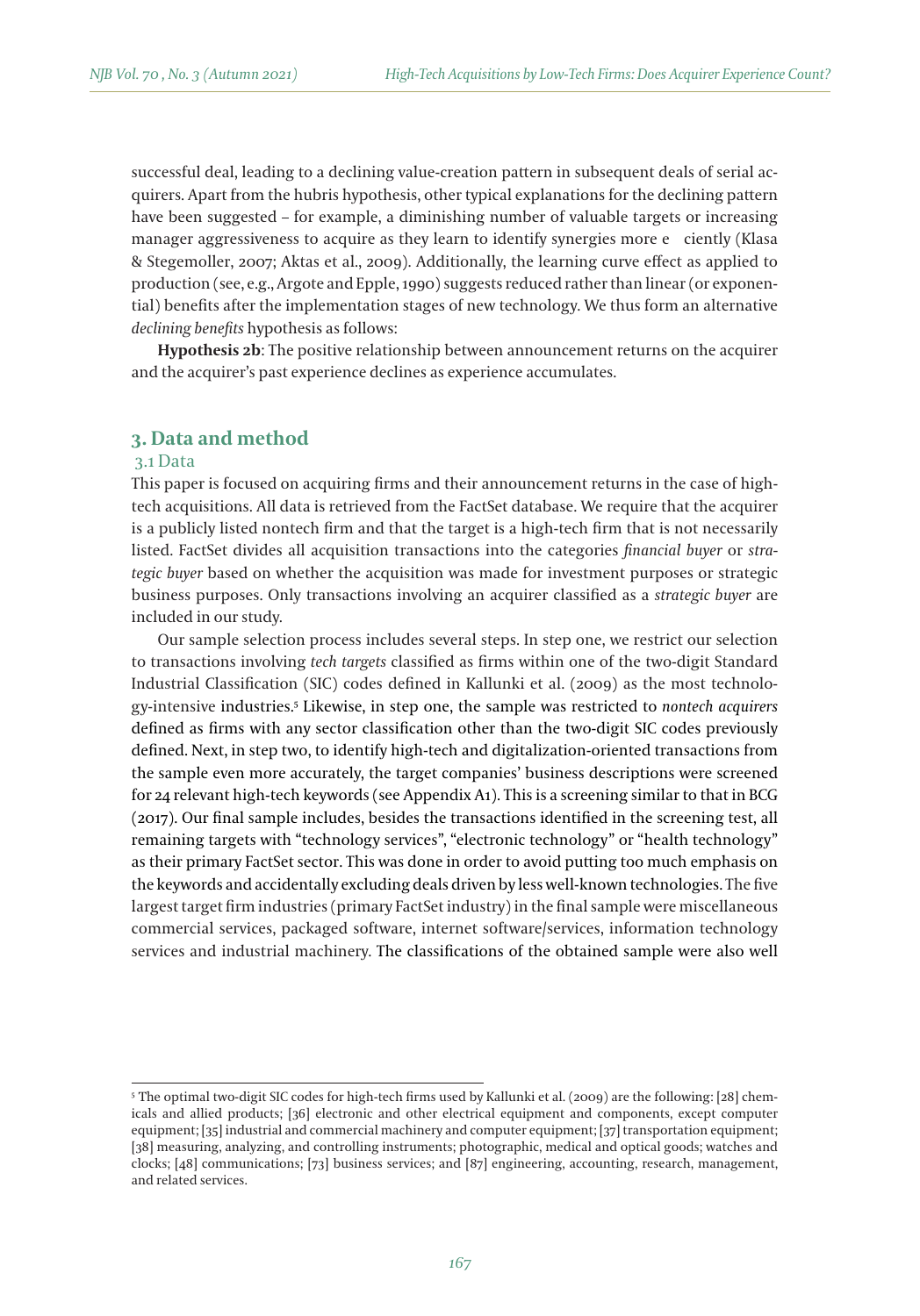successful deal, leading to a declining value-creation pattern in subsequent deals of serial acquirers. Apart from the hubris hypothesis, other typical explanations for the declining pattern have been suggested – for example, a diminishing number of valuable targets or increasing manager aggressiveness to acquire as they learn to identify synergies more e ciently (Klasa & Stegemoller, 2007; Aktas et al., 2009). Additionally, the learning curve effect as applied to production (see, e.g., Argote and Epple, 1990) suggests reduced rather than linear (or exponential) benefits after the implementation stages of new technology. We thus form an alternative *declining benefits* hypothesis as follows:

**Hypothesis 2b**: The positive relationship between announcement returns on the acquirer and the acquirer's past experience declines as experience accumulates.

## 3. Data and method

### 3.1 Data

This paper is focused on acquiring firms and their announcement returns in the case of high-tech acquisitions. All data is retrieved from the FactSet database. We require that the acquirer is a publicly listed nontech firm and that the target is a high-tech firm that is not necessarily listed. FactSet divides all acquisition transactions into the categories *financial buyer* or *strategic buyer* based on whether the acquisition was made for investment purposes or strategic business purposes. Only transactions involving an acquirer classified as a *strategic buyer* are included in our study.

Our sample selection process includes several steps. In step one, we restrict our selection to transactions involving *tech targets* classified as firms within one of the two-digit Standard Industrial Classification (SIC) codes defined in Kallunki et al. (2009) as the most technology-intensive industries.[5] Likewise, in step one, the sample was restricted to *nontech acquirers* defined as firms with any sector classification other than the two-digit SIC codes previously defined. Next, in step two, to identify high-tech and digitalization-oriented transactions from the sample even more accurately, the target companies' business descriptions were screened for 24 relevant high-tech keywords (see Appendix A1). This is a screening similar to that in BCG (2017). Our final sample includes, besides the transactions identified in the screening test, all remaining targets with "technology services", "electronic technology" or "health technology" as their primary FactSet sector. This was done in order to avoid putting too much emphasis on the keywords and accidentally excluding deals driven by less well-known technologies. The five largest target firm industries (primary FactSet industry) in the final sample were miscellaneous commercial services, packaged software, internet software/services, information technology services and industrial machinery. The classifications of the obtained sample were also well

[5] The optimal two-digit SIC codes for high-tech firms used by Kallunki et al. (2009) are the following: [28] chemicals and allied products; [36] electronic and other electrical equipment and components, except computer equipment; [35] industrial and commercial machinery and computer equipment; [37] transportation equipment; [38] measuring, analyzing, and controlling instruments; photographic, medical and optical goods; watches and clocks; [48] communications; [73] business services; and [87] engineering, accounting, research, management, and related services.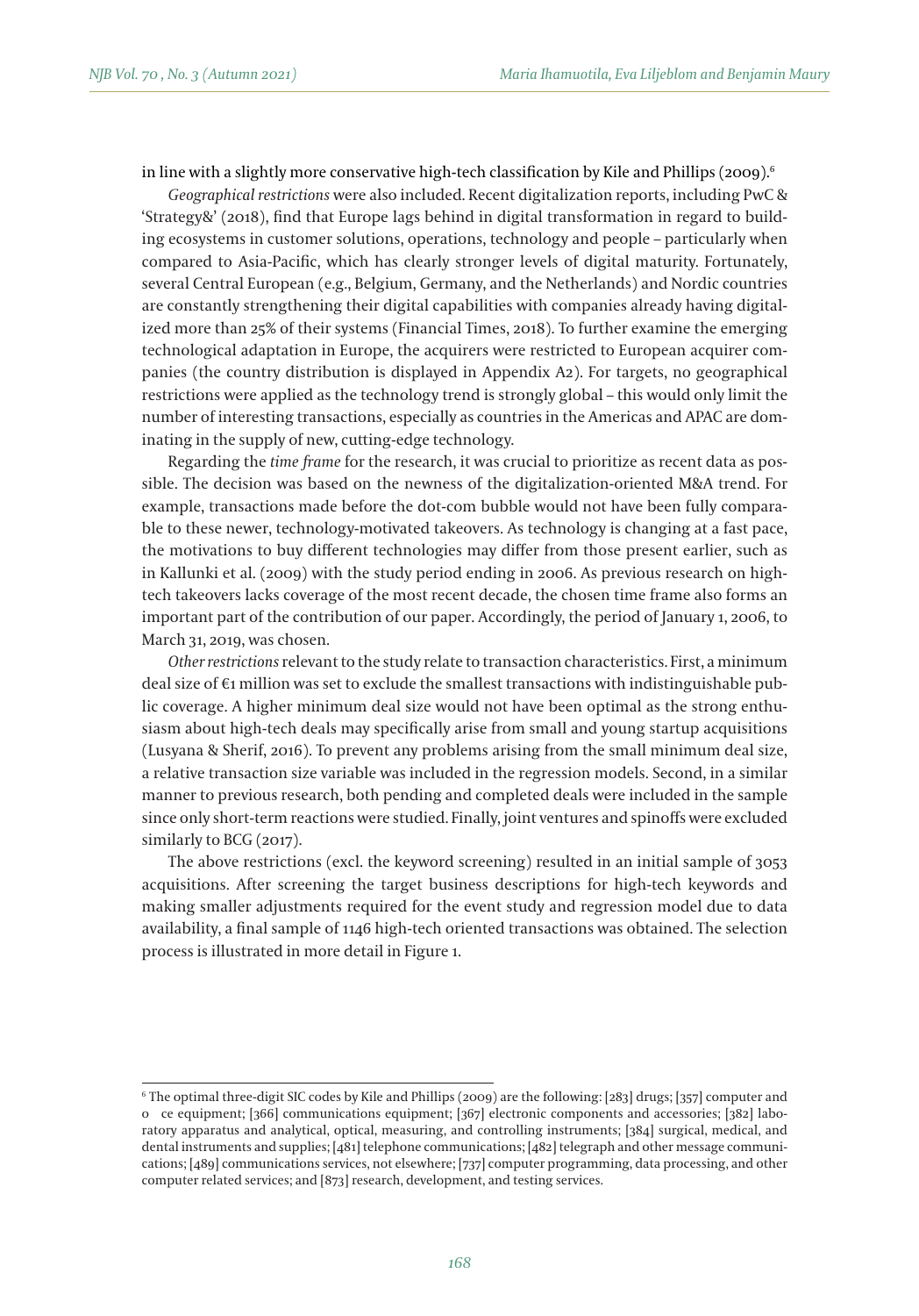in line with a slightly more conservative high-tech classification by Kile and Phillips (2009).[6]

*Geographical restrictions* were also included. Recent digitalization reports, including PwC & 'Strategy&' (2018), find that Europe lags behind in digital transformation in regard to building ecosystems in customer solutions, operations, technology and people – particularly when compared to Asia-Pacific, which has clearly stronger levels of digital maturity. Fortunately, several Central European (e.g., Belgium, Germany, and the Netherlands) and Nordic countries are constantly strengthening their digital capabilities with companies already having digitalized more than 25% of their systems (Financial Times, 2018). To further examine the emerging technological adaptation in Europe, the acquirers were restricted to European acquirer companies (the country distribution is displayed in Appendix A2). For targets, no geographical restrictions were applied as the technology trend is strongly global – this would only limit the number of interesting transactions, especially as countries in the Americas and APAC are dominating in the supply of new, cutting-edge technology.

Regarding the *time frame* for the research, it was crucial to prioritize as recent data as possible. The decision was based on the newness of the digitalization-oriented M&A trend. For example, transactions made before the dot-com bubble would not have been fully comparable to these newer, technology-motivated takeovers. As technology is changing at a fast pace, the motivations to buy different technologies may differ from those present earlier, such as in Kallunki et al. (2009) with the study period ending in 2006. As previous research on high-tech takeovers lacks coverage of the most recent decade, the chosen time frame also forms an important part of the contribution of our paper. Accordingly, the period of January 1, 2006, to March 31, 2019, was chosen.

*Other restrictions* relevant to the study relate to transaction characteristics. First, a minimum deal size of €1 million was set to exclude the smallest transactions with indistinguishable public coverage. A higher minimum deal size would not have been optimal as the strong enthusiasm about high-tech deals may specifically arise from small and young startup acquisitions (Lusyana & Sherif, 2016). To prevent any problems arising from the small minimum deal size, a relative transaction size variable was included in the regression models. Second, in a similar manner to previous research, both pending and completed deals were included in the sample since only short-term reactions were studied. Finally, joint ventures and spinoffs were excluded similarly to BCG (2017).

The above restrictions (excl. the keyword screening) resulted in an initial sample of 3053 acquisitions. After screening the target business descriptions for high-tech keywords and making smaller adjustments required for the event study and regression model due to data availability, a final sample of 1146 high-tech oriented transactions was obtained. The selection process is illustrated in more detail in Figure 1.

---

[6] The optimal three-digit SIC codes by Kile and Phillips (2009) are the following: [283] drugs; [357] computer and o ce equipment; [366] communications equipment; [367] electronic components and accessories; [382] laboratory apparatus and analytical, optical, measuring, and controlling instruments; [384] surgical, medical, and dental instruments and supplies; [481] telephone communications; [482] telegraph and other message communications; [489] communications services, not elsewhere; [737] computer programming, data processing, and other computer related services; and [873] research, development, and testing services.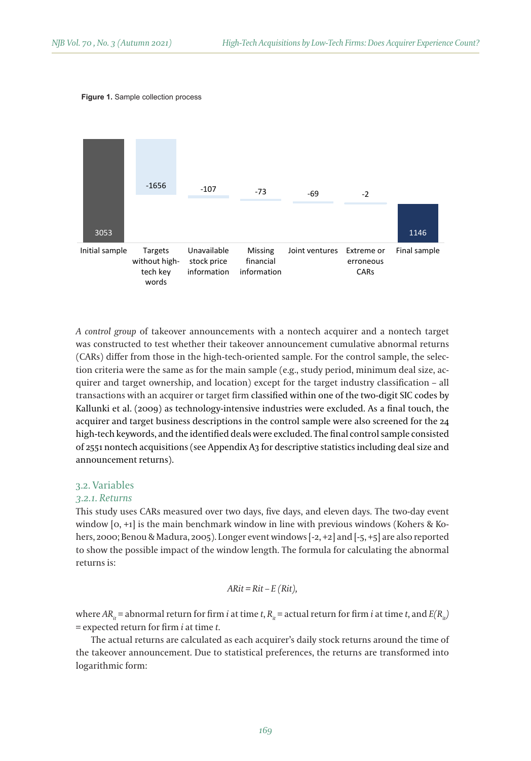**Figure 1.** Sample collection process

| Initial sample | Targets without high-tech key words | Unavailable stock price information | Missing financial information | Joint ventures | Extreme or erroneous CARs | Final sample |
|---|---|---|---|---|---|---|
| 3053 | -1656 | -107 | -73 | -69 | -2 | 1146 |

*A control group* of takeover announcements with a nontech acquirer and a nontech target was constructed to test whether their takeover announcement cumulative abnormal returns (CARs) differ from those in the high-tech-oriented sample. For the control sample, the selection criteria were the same as for the main sample (e.g., study period, minimum deal size, acquirer and target ownership, and location) except for the target industry classification – all transactions with an acquirer or target firm classified within one of the two-digit SIC codes by Kallunki et al. (2009) as technology-intensive industries were excluded. As a final touch, the acquirer and target business descriptions in the control sample were also screened for the 24 high-tech keywords, and the identified deals were excluded. The final control sample consisted of 2551 nontech acquisitions (see Appendix A3 for descriptive statistics including deal size and announcement returns).

## 3.2. Variables

### *3.2.1. Returns*

This study uses CARs measured over two days, five days, and eleven days. The two-day event window [0, +1] is the main benchmark window in line with previous windows (Kohers & Kohers, 2000; Benou & Madura, 2005). Longer event windows [-2, +2] and [-5, +5] are also reported to show the possible impact of the window length. The formula for calculating the abnormal returns is:

$$AR_{it} = R_{it} - E\,(R_{it}),$$

where $AR_{it}$ = abnormal return for firm *i* at time *t*, $R_{it}$ = actual return for firm *i* at time *t*, and $E(R_{it})$ = expected return for firm *i* at time *t*.

The actual returns are calculated as each acquirer's daily stock returns around the time of the takeover announcement. Due to statistical preferences, the returns are transformed into logarithmic form: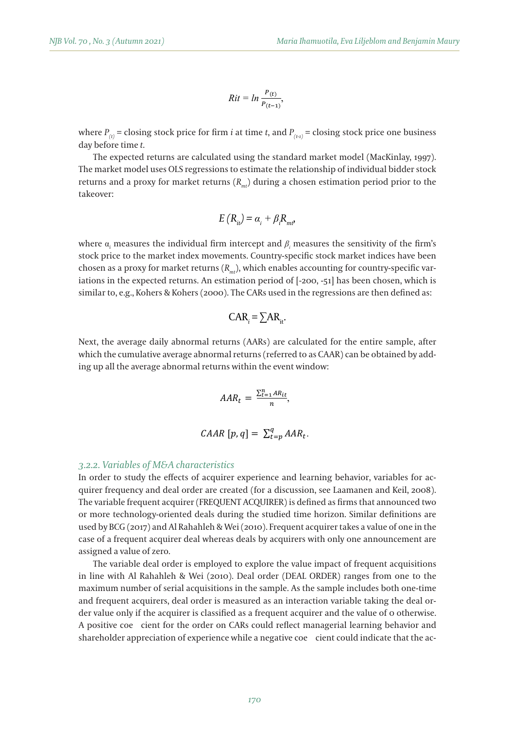$$Rit = ln \frac{P_{(t)}}{P_{(t-1)}},$$

where $P_{(t)}$ = closing stock price for firm *i* at time *t*, and $P_{(t-1)}$ = closing stock price one business day before time *t*.

The expected returns are calculated using the standard market model (MacKinlay, 1997). The market model uses OLS regressions to estimate the relationship of individual bidder stock returns and a proxy for market returns ($R_{mt}$) during a chosen estimation period prior to the takeover:

$$E(R_{it}) = \alpha_i + \beta_i R_{mt},$$

where $\alpha_i$ measures the individual firm intercept and $\beta_i$ measures the sensitivity of the firm's stock price to the market index movements. Country-specific stock market indices have been chosen as a proxy for market returns ($R_{mt}$), which enables accounting for country-specific variations in the expected returns. An estimation period of [-200, -51] has been chosen, which is similar to, e.g., Kohers & Kohers (2000). The CARs used in the regressions are then defined as:

$$\text{CAR}_i = \sum \text{AR}_{it}.$$

Next, the average daily abnormal returns (AARs) are calculated for the entire sample, after which the cumulative average abnormal returns (referred to as CAAR) can be obtained by adding up all the average abnormal returns within the event window:

$$AAR_t = \frac{\sum_{t=1}^{n} AR_{it}}{n},$$

$$CAAR\,[p, q] = \sum_{t=p}^{q} AAR_t.$$

### *3.2.2. Variables of M&A characteristics*

In order to study the effects of acquirer experience and learning behavior, variables for acquirer frequency and deal order are created (for a discussion, see Laamanen and Keil, 2008). The variable frequent acquirer (FREQUENT ACQUIRER) is defined as firms that announced two or more technology-oriented deals during the studied time horizon. Similar definitions are used by BCG (2017) and Al Rahahleh & Wei (2010). Frequent acquirer takes a value of one in the case of a frequent acquirer deal whereas deals by acquirers with only one announcement are assigned a value of zero.

The variable deal order is employed to explore the value impact of frequent acquisitions in line with Al Rahahleh & Wei (2010). Deal order (DEAL ORDER) ranges from one to the maximum number of serial acquisitions in the sample. As the sample includes both one-time and frequent acquirers, deal order is measured as an interaction variable taking the deal order value only if the acquirer is classified as a frequent acquirer and the value of 0 otherwise. A positive coe cient for the order on CARs could reflect managerial learning behavior and shareholder appreciation of experience while a negative coe cient could indicate that the ac-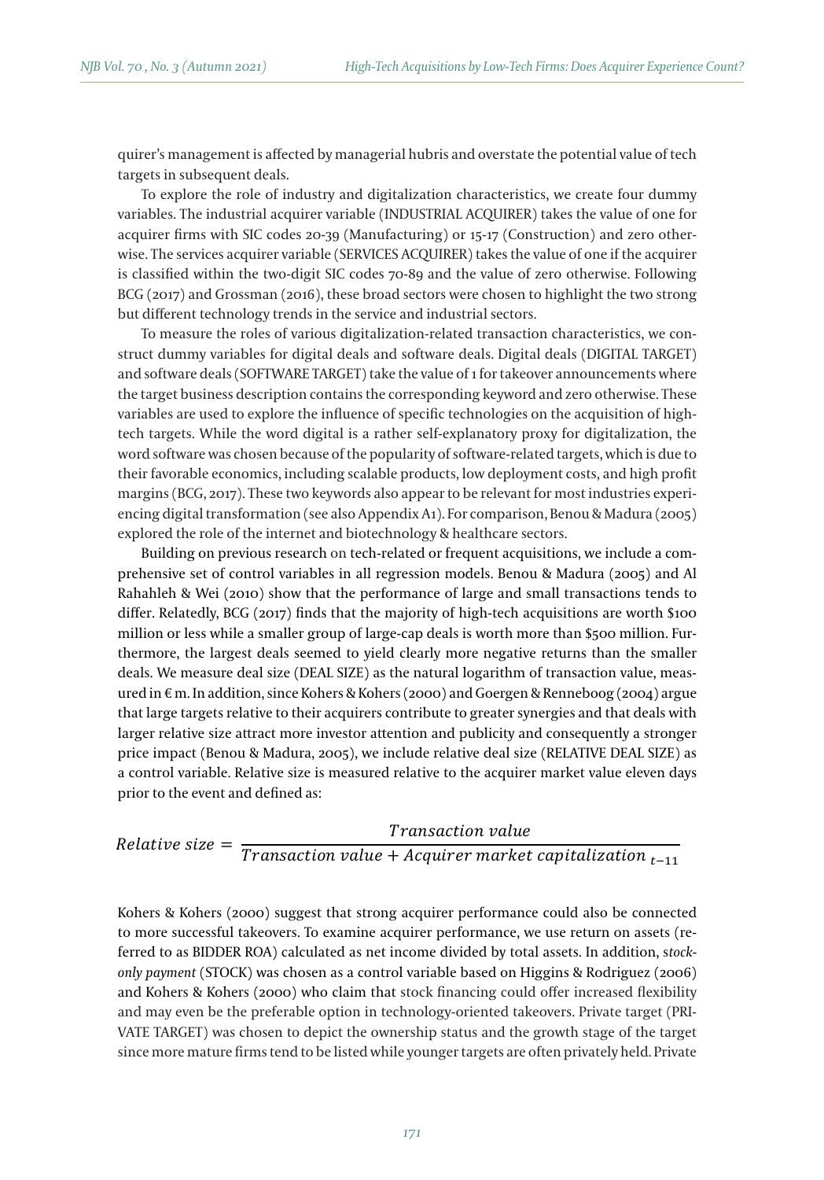quirer's management is affected by managerial hubris and overstate the potential value of tech targets in subsequent deals.

To explore the role of industry and digitalization characteristics, we create four dummy variables. The industrial acquirer variable (INDUSTRIAL ACQUIRER) takes the value of one for acquirer firms with SIC codes 20-39 (Manufacturing) or 15-17 (Construction) and zero otherwise. The services acquirer variable (SERVICES ACQUIRER) takes the value of one if the acquirer is classified within the two-digit SIC codes 70-89 and the value of zero otherwise. Following BCG (2017) and Grossman (2016), these broad sectors were chosen to highlight the two strong but different technology trends in the service and industrial sectors.

To measure the roles of various digitalization-related transaction characteristics, we construct dummy variables for digital deals and software deals. Digital deals (DIGITAL TARGET) and software deals (SOFTWARE TARGET) take the value of 1 for takeover announcements where the target business description contains the corresponding keyword and zero otherwise. These variables are used to explore the influence of specific technologies on the acquisition of high-tech targets. While the word digital is a rather self-explanatory proxy for digitalization, the word software was chosen because of the popularity of software-related targets, which is due to their favorable economics, including scalable products, low deployment costs, and high profit margins (BCG, 2017). These two keywords also appear to be relevant for most industries experiencing digital transformation (see also Appendix A1). For comparison, Benou & Madura (2005) explored the role of the internet and biotechnology & healthcare sectors.

Building on previous research on tech-related or frequent acquisitions, we include a comprehensive set of control variables in all regression models. Benou & Madura (2005) and Al Rahahleh & Wei (2010) show that the performance of large and small transactions tends to differ. Relatedly, BCG (2017) finds that the majority of high-tech acquisitions are worth \$100 million or less while a smaller group of large-cap deals is worth more than \$500 million. Furthermore, the largest deals seemed to yield clearly more negative returns than the smaller deals. We measure deal size (DEAL SIZE) as the natural logarithm of transaction value, measured in € m. In addition, since Kohers & Kohers (2000) and Goergen & Renneboog (2004) argue that large targets relative to their acquirers contribute to greater synergies and that deals with larger relative size attract more investor attention and publicity and consequently a stronger price impact (Benou & Madura, 2005), we include relative deal size (RELATIVE DEAL SIZE) as a control variable. Relative size is measured relative to the acquirer market value eleven days prior to the event and defined as:

$$Relative\ size = \frac{Transaction\ value}{Transaction\ value + Acquirer\ market\ capitalization_{\ t-11}}$$

Kohers & Kohers (2000) suggest that strong acquirer performance could also be connected to more successful takeovers. To examine acquirer performance, we use return on assets (referred to as BIDDER ROA) calculated as net income divided by total assets. In addition, *stock-only payment* (STOCK) was chosen as a control variable based on Higgins & Rodriguez (2006) and Kohers & Kohers (2000) who claim that stock financing could offer increased flexibility and may even be the preferable option in technology-oriented takeovers. Private target (PRIVATE TARGET) was chosen to depict the ownership status and the growth stage of the target since more mature firms tend to be listed while younger targets are often privately held. Private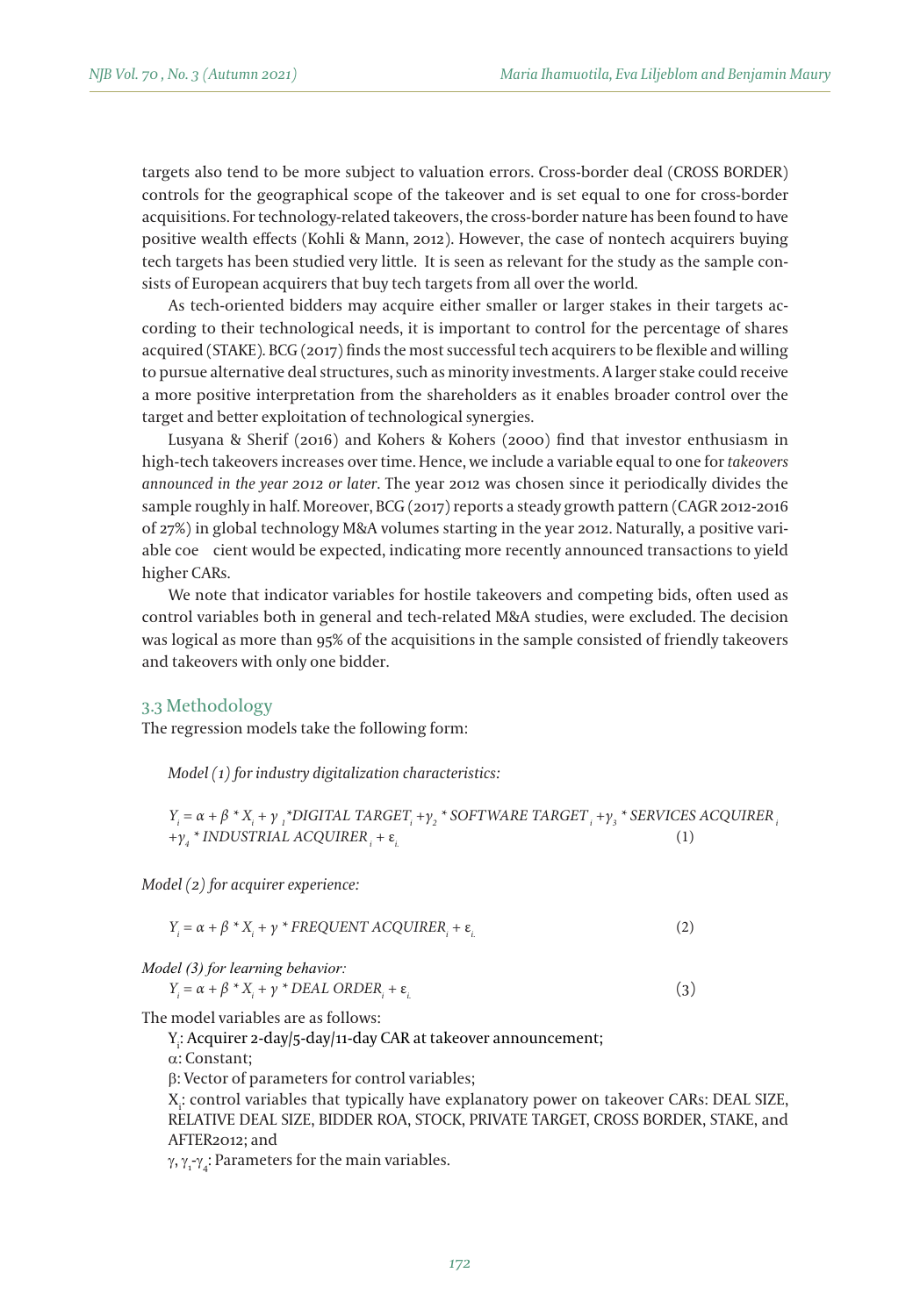targets also tend to be more subject to valuation errors. Cross-border deal (CROSS BORDER) controls for the geographical scope of the takeover and is set equal to one for cross-border acquisitions. For technology-related takeovers, the cross-border nature has been found to have positive wealth effects (Kohli & Mann, 2012). However, the case of nontech acquirers buying tech targets has been studied very little. It is seen as relevant for the study as the sample consists of European acquirers that buy tech targets from all over the world.

As tech-oriented bidders may acquire either smaller or larger stakes in their targets according to their technological needs, it is important to control for the percentage of shares acquired (STAKE). BCG (2017) finds the most successful tech acquirers to be flexible and willing to pursue alternative deal structures, such as minority investments. A larger stake could receive a more positive interpretation from the shareholders as it enables broader control over the target and better exploitation of technological synergies.

Lusyana & Sherif (2016) and Kohers & Kohers (2000) find that investor enthusiasm in high-tech takeovers increases over time. Hence, we include a variable equal to one for *takeovers announced in the year 2012 or later*. The year 2012 was chosen since it periodically divides the sample roughly in half. Moreover, BCG (2017) reports a steady growth pattern (CAGR 2012-2016 of 27%) in global technology M&A volumes starting in the year 2012. Naturally, a positive variable coe cient would be expected, indicating more recently announced transactions to yield higher CARs.

We note that indicator variables for hostile takeovers and competing bids, often used as control variables both in general and tech-related M&A studies, were excluded. The decision was logical as more than 95% of the acquisitions in the sample consisted of friendly takeovers and takeovers with only one bidder.

## 3.3 Methodology

The regression models take the following form:

*Model (1) for industry digitalization characteristics:*

$$Y_i = \alpha + \beta * X_i + \gamma_1 * DIGITAL\ TARGET_i + \gamma_2 * SOFTWARE\ TARGET_i + \gamma_3 * SERVICES\ ACQUIRER_i + \gamma_4 * INDUSTRIAL\ ACQUIRER_i + \varepsilon_i \quad (1)$$

*Model (2) for acquirer experience:*

$$Y_i = \alpha + \beta * X_i + \gamma * FREQUENT\ ACQUIRER_i + \varepsilon_i \quad (2)$$

*Model (3) for learning behavior:*

$$Y_i = \alpha + \beta * X_i + \gamma * DEAL\ ORDER_i + \varepsilon_i \quad (3)$$

The model variables are as follows:

$Y_i$: Acquirer 2-day/5-day/11-day CAR at takeover announcement;

α: Constant;

β: Vector of parameters for control variables;

$X_i$: control variables that typically have explanatory power on takeover CARs: DEAL SIZE, RELATIVE DEAL SIZE, BIDDER ROA, STOCK, PRIVATE TARGET, CROSS BORDER, STAKE, and AFTER2012; and

$\gamma$, $\gamma_1$-$\gamma_4$: Parameters for the main variables.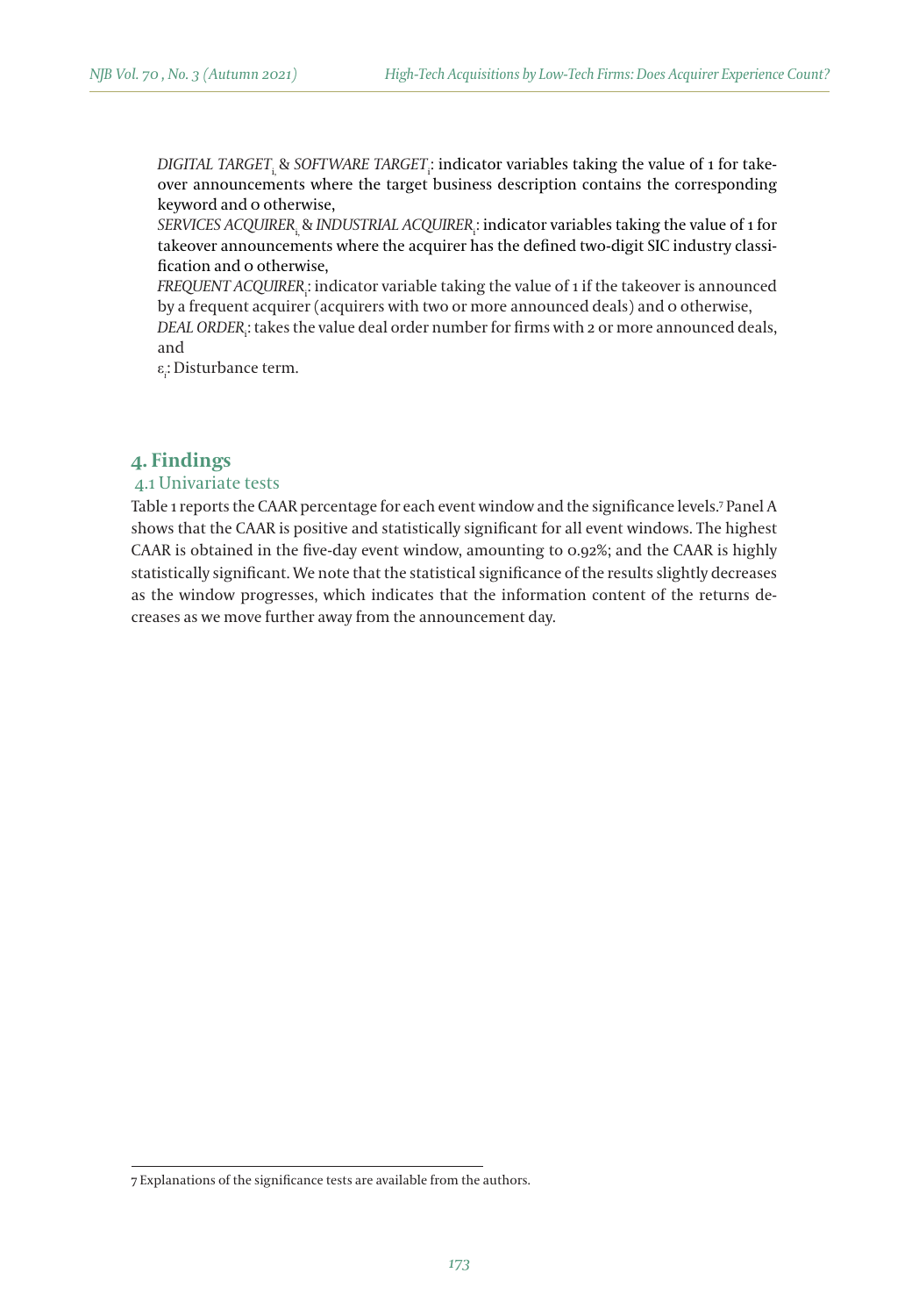*DIGITAL TARGET*$_{i}$ & *SOFTWARE TARGET*$_{i}$: indicator variables taking the value of 1 for takeover announcements where the target business description contains the corresponding keyword and 0 otherwise,

*SERVICES ACQUIRER*$_{i}$ & *INDUSTRIAL ACQUIRER*$_{i}$: indicator variables taking the value of 1 for takeover announcements where the acquirer has the defined two-digit SIC industry classification and 0 otherwise,

*FREQUENT ACQUIRER*$_{i}$: indicator variable taking the value of 1 if the takeover is announced by a frequent acquirer (acquirers with two or more announced deals) and 0 otherwise,

*DEAL ORDER*$_{i}$: takes the value deal order number for firms with 2 or more announced deals, and

$\varepsilon_i$: Disturbance term.

## 4. Findings

### 4.1 Univariate tests

Table 1 reports the CAAR percentage for each event window and the significance levels.[7] Panel A shows that the CAAR is positive and statistically significant for all event windows. The highest CAAR is obtained in the five-day event window, amounting to 0.92%; and the CAAR is highly statistically significant. We note that the statistical significance of the results slightly decreases as the window progresses, which indicates that the information content of the returns decreases as we move further away from the announcement day.

---

7 Explanations of the significance tests are available from the authors.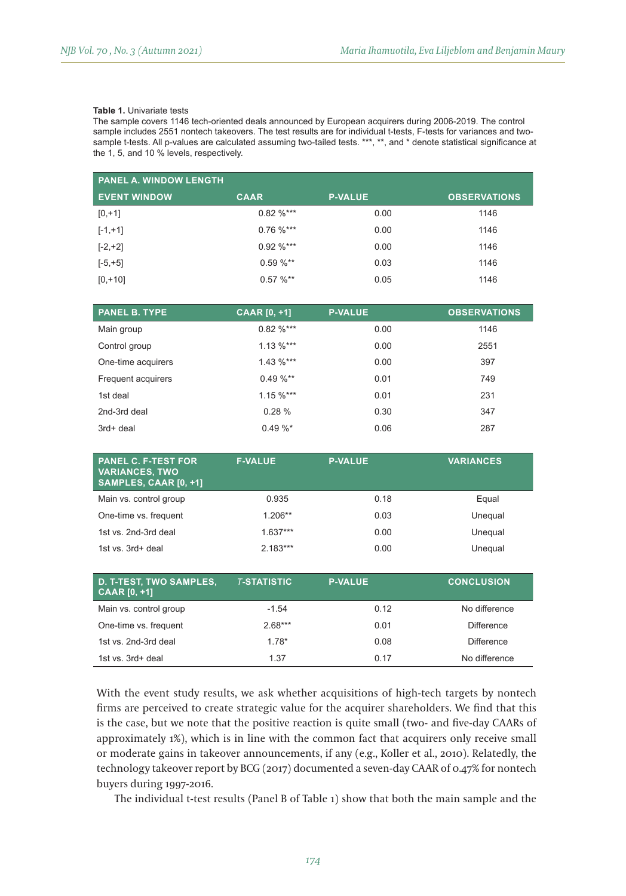**Table 1.** Univariate tests

The sample covers 1146 tech-oriented deals announced by European acquirers during 2006-2019. The control sample includes 2551 nontech takeovers. The test results are for individual t-tests, F-tests for variances and two-sample t-tests. All p-values are calculated assuming two-tailed tests. ***, **, and * denote statistical significance at the 1, 5, and 10 % levels, respectively.

| **PANEL A. WINDOW LENGTH** | | | |
|---|---|---|---|
| **EVENT WINDOW** | **CAAR** | **P-VALUE** | **OBSERVATIONS** |
| [0,+1] | 0.82 %*** | 0.00 | 1146 |
| [-1,+1] | 0.76 %*** | 0.00 | 1146 |
| [-2,+2] | 0.92 %*** | 0.00 | 1146 |
| [-5,+5] | 0.59 %** | 0.03 | 1146 |
| [0,+10] | 0.57 %** | 0.05 | 1146 |

| **PANEL B. TYPE** | **CAAR [0, +1]** | **P-VALUE** | **OBSERVATIONS** |
|---|---|---|---|
| Main group | 0.82 %*** | 0.00 | 1146 |
| Control group | 1.13 %*** | 0.00 | 2551 |
| One-time acquirers | 1.43 %*** | 0.00 | 397 |
| Frequent acquirers | 0.49 %** | 0.01 | 749 |
| 1st deal | 1.15 %*** | 0.01 | 231 |
| 2nd-3rd deal | 0.28 % | 0.30 | 347 |
| 3rd+ deal | 0.49 %* | 0.06 | 287 |

| **PANEL C. F-TEST FOR VARIANCES, TWO SAMPLES, CAAR [0, +1]** | **F-VALUE** | **P-VALUE** | **VARIANCES** |
|---|---|---|---|
| Main vs. control group | 0.935 | 0.18 | Equal |
| One-time vs. frequent | 1.206** | 0.03 | Unequal |
| 1st vs. 2nd-3rd deal | 1.637*** | 0.00 | Unequal |
| 1st vs. 3rd+ deal | 2.183*** | 0.00 | Unequal |

| **D. T-TEST, TWO SAMPLES, CAAR [0, +1]** | ***T*-STATISTIC** | **P-VALUE** | **CONCLUSION** |
|---|---|---|---|
| Main vs. control group | -1.54 | 0.12 | No difference |
| One-time vs. frequent | 2.68*** | 0.01 | Difference |
| 1st vs. 2nd-3rd deal | 1.78* | 0.08 | Difference |
| 1st vs. 3rd+ deal | 1.37 | 0.17 | No difference |

With the event study results, we ask whether acquisitions of high-tech targets by nontech firms are perceived to create strategic value for the acquirer shareholders. We find that this is the case, but we note that the positive reaction is quite small (two- and five-day CAARs of approximately 1%), which is in line with the common fact that acquirers only receive small or moderate gains in takeover announcements, if any (e.g., Koller et al., 2010). Relatedly, the technology takeover report by BCG (2017) documented a seven-day CAAR of 0.47% for nontech buyers during 1997-2016.

The individual t-test results (Panel B of Table 1) show that both the main sample and the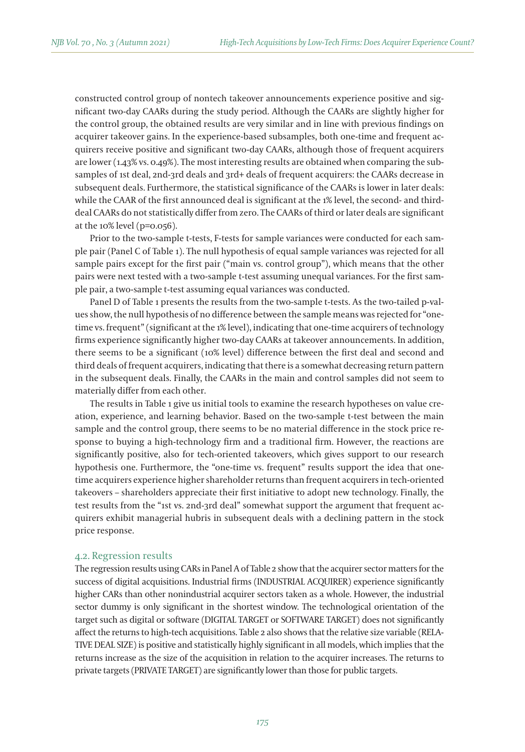constructed control group of nontech takeover announcements experience positive and significant two-day CAARs during the study period. Although the CAARs are slightly higher for the control group, the obtained results are very similar and in line with previous findings on acquirer takeover gains. In the experience-based subsamples, both one-time and frequent acquirers receive positive and significant two-day CAARs, although those of frequent acquirers are lower (1.43% vs. 0.49%). The most interesting results are obtained when comparing the subsamples of 1st deal, 2nd-3rd deals and 3rd+ deals of frequent acquirers: the CAARs decrease in subsequent deals. Furthermore, the statistical significance of the CAARs is lower in later deals: while the CAAR of the first announced deal is significant at the 1% level, the second- and third-deal CAARs do not statistically differ from zero. The CAARs of third or later deals are significant at the 10% level (p=0.056).

Prior to the two-sample t-tests, F-tests for sample variances were conducted for each sample pair (Panel C of Table 1). The null hypothesis of equal sample variances was rejected for all sample pairs except for the first pair ("main vs. control group"), which means that the other pairs were next tested with a two-sample t-test assuming unequal variances. For the first sample pair, a two-sample t-test assuming equal variances was conducted.

Panel D of Table 1 presents the results from the two-sample t-tests. As the two-tailed p-values show, the null hypothesis of no difference between the sample means was rejected for "one-time vs. frequent" (significant at the 1% level), indicating that one-time acquirers of technology firms experience significantly higher two-day CAARs at takeover announcements. In addition, there seems to be a significant (10% level) difference between the first deal and second and third deals of frequent acquirers, indicating that there is a somewhat decreasing return pattern in the subsequent deals. Finally, the CAARs in the main and control samples did not seem to materially differ from each other.

The results in Table 1 give us initial tools to examine the research hypotheses on value creation, experience, and learning behavior. Based on the two-sample t-test between the main sample and the control group, there seems to be no material difference in the stock price response to buying a high-technology firm and a traditional firm. However, the reactions are significantly positive, also for tech-oriented takeovers, which gives support to our research hypothesis one. Furthermore, the "one-time vs. frequent" results support the idea that one-time acquirers experience higher shareholder returns than frequent acquirers in tech-oriented takeovers – shareholders appreciate their first initiative to adopt new technology. Finally, the test results from the "1st vs. 2nd-3rd deal" somewhat support the argument that frequent acquirers exhibit managerial hubris in subsequent deals with a declining pattern in the stock price response.

### 4.2. Regression results

The regression results using CARs in Panel A of Table 2 show that the acquirer sector matters for the success of digital acquisitions. Industrial firms (INDUSTRIAL ACQUIRER) experience significantly higher CARs than other nonindustrial acquirer sectors taken as a whole. However, the industrial sector dummy is only significant in the shortest window. The technological orientation of the target such as digital or software (DIGITAL TARGET or SOFTWARE TARGET) does not significantly affect the returns to high-tech acquisitions. Table 2 also shows that the relative size variable (RELATIVE DEAL SIZE) is positive and statistically highly significant in all models, which implies that the returns increase as the size of the acquisition in relation to the acquirer increases. The returns to private targets (PRIVATE TARGET) are significantly lower than those for public targets.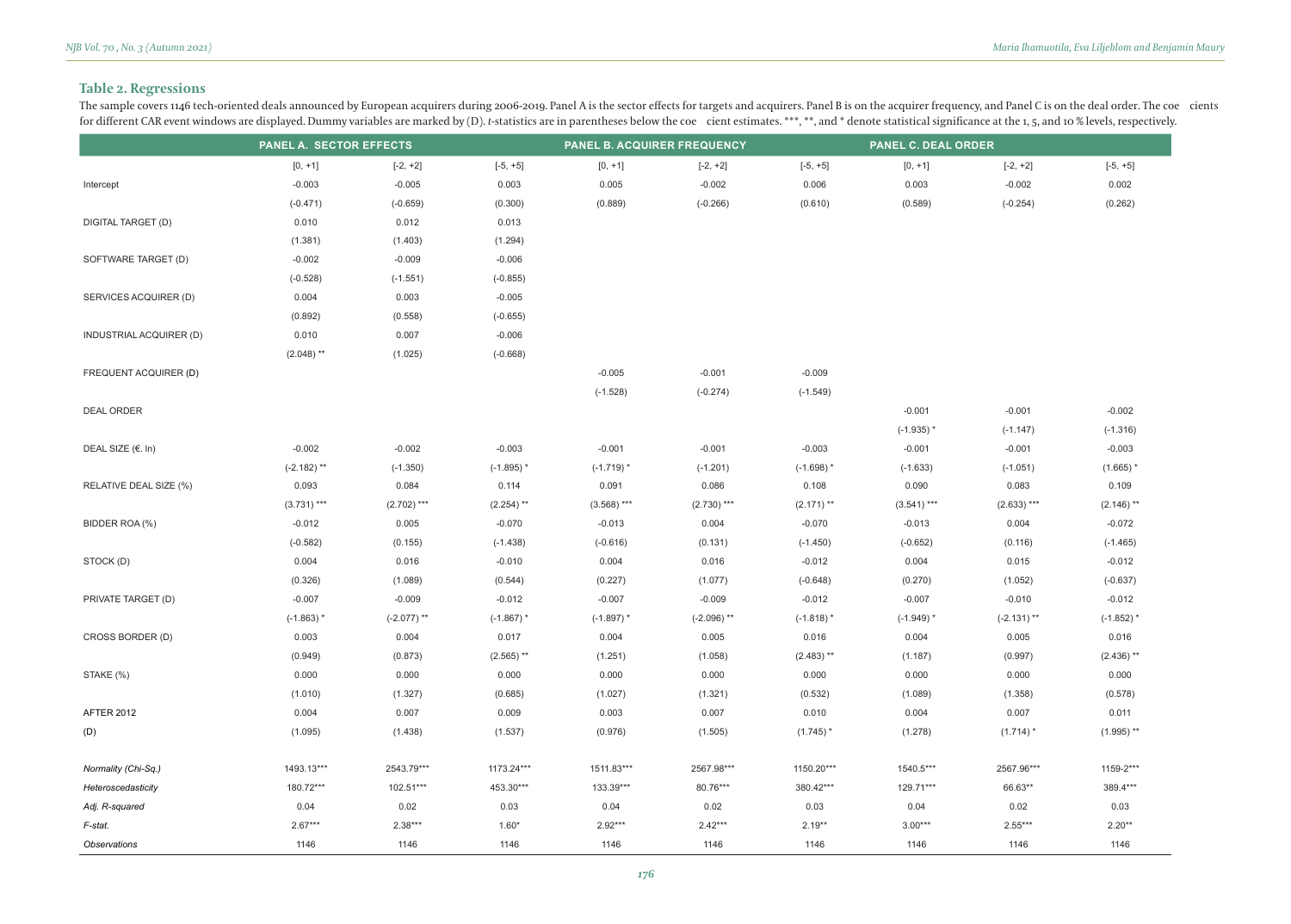## Table 2. Regressions

The sample covers 1146 tech-oriented deals announced by European acquirers during 2006-2019. Panel A is the sector effects for targets and acquirers. Panel B is on the acquirer frequency, and Panel C is on the deal order. The coefficients for different CAR event windows are displayed. Dummy variables are marked by (D). *t*-statistics are in parentheses below the coefficient estimates. \*\*\*, \*\*, and \* denote statistical significance at the 1, 5, and 10 % levels, respectively.

| | PANEL A. SECTOR EFFECTS | | | PANEL B. ACQUIRER FREQUENCY | | | PANEL C. DEAL ORDER | | |
|---|---|---|---|---|---|---|---|---|---|
| | [0, +1] | [-2, +2] | [-5, +5] | [0, +1] | [-2, +2] | [-5, +5] | [0, +1] | [-2, +2] | [-5, +5] |
| Intercept | -0.003 | -0.005 | 0.003 | 0.005 | -0.002 | 0.006 | 0.003 | -0.002 | 0.002 |
| | (-0.471) | (-0.659) | (0.300) | (0.889) | (-0.266) | (0.610) | (0.589) | (-0.254) | (0.262) |
| DIGITAL TARGET (D) | 0.010 | 0.012 | 0.013 | | | | | | |
| | (1.381) | (1.403) | (1.294) | | | | | | |
| SOFTWARE TARGET (D) | -0.002 | -0.009 | -0.006 | | | | | | |
| | (-0.528) | (-1.551) | (-0.855) | | | | | | |
| SERVICES ACQUIRER (D) | 0.004 | 0.003 | -0.005 | | | | | | |
| | (0.892) | (0.558) | (-0.655) | | | | | | |
| INDUSTRIAL ACQUIRER (D) | 0.010 | 0.007 | -0.006 | | | | | | |
| | (2.048) ** | (1.025) | (-0.668) | | | | | | |
| FREQUENT ACQUIRER (D) | | | | -0.005 | -0.001 | -0.009 | | | |
| | | | | (-1.528) | (-0.274) | (-1.549) | | | |
| DEAL ORDER | | | | | | | -0.001 | -0.001 | -0.002 |
| | | | | | | | (-1.935) * | (-1.147) | (-1.316) |
| DEAL SIZE (€. ln) | -0.002 | -0.002 | -0.003 | -0.001 | -0.001 | -0.003 | -0.001 | -0.001 | -0.003 |
| | (-2.182) ** | (-1.350) | (-1.895) * | (-1.719) * | (-1.201) | (-1.698) * | (-1.633) | (-1.051) | (1.665) * |
| RELATIVE DEAL SIZE (%) | 0.093 | 0.084 | 0.114 | 0.091 | 0.086 | 0.108 | 0.090 | 0.083 | 0.109 |
| | (3.731) *** | (2.702) *** | (2.254) ** | (3.568) *** | (2.730) *** | (2.171) ** | (3.541) *** | (2.633) *** | (2.146) ** |
| BIDDER ROA (%) | -0.012 | 0.005 | -0.070 | -0.013 | 0.004 | -0.070 | -0.013 | 0.004 | -0.072 |
| | (-0.582) | (0.155) | (-1.438) | (-0.616) | (0.131) | (-1.450) | (-0.652) | (0.116) | (-1.465) |
| STOCK (D) | 0.004 | 0.016 | -0.010 | 0.004 | 0.016 | -0.012 | 0.004 | 0.015 | -0.012 |
| | (0.326) | (1.089) | (0.544) | (0.227) | (1.077) | (-0.648) | (0.270) | (1.052) | (-0.637) |
| PRIVATE TARGET (D) | -0.007 | -0.009 | -0.012 | -0.007 | -0.009 | -0.012 | -0.007 | -0.010 | -0.012 |
| | (-1.863) * | (-2.077) ** | (-1.867) * | (-1.897) * | (-2.096) ** | (-1.818) * | (-1.949) * | (-2.131) ** | (-1.852) * |
| CROSS BORDER (D) | 0.003 | 0.004 | 0.017 | 0.004 | 0.005 | 0.016 | 0.004 | 0.005 | 0.016 |
| | (0.949) | (0.873) | (2.565) ** | (1.251) | (1.058) | (2.483) ** | (1.187) | (0.997) | (2.436) ** |
| STAKE (%) | 0.000 | 0.000 | 0.000 | 0.000 | 0.000 | 0.000 | 0.000 | 0.000 | 0.000 |
| | (1.010) | (1.327) | (0.685) | (1.027) | (1.321) | (0.532) | (1.089) | (1.358) | (0.578) |
| AFTER 2012 | 0.004 | 0.007 | 0.009 | 0.003 | 0.007 | 0.010 | 0.004 | 0.007 | 0.011 |
| (D) | (1.095) | (1.438) | (1.537) | (0.976) | (1.505) | (1.745) * | (1.278) | (1.714) * | (1.995) ** |
| *Normality (Chi-Sq.)* | 1493.13*** | 2543.79*** | 1173.24*** | 1511.83*** | 2567.98*** | 1150.20*** | 1540.5*** | 2567.96*** | 1159-2*** |
| *Heteroscedasticity* | 180.72*** | 102.51*** | 453.30*** | 133.39*** | 80.76*** | 380.42*** | 129.71*** | 66.63** | 389.4*** |
| *Adj. R-squared* | 0.04 | 0.02 | 0.03 | 0.04 | 0.02 | 0.03 | 0.04 | 0.02 | 0.03 |
| *F-stat.* | 2.67*** | 2.38*** | 1.60* | 2.92*** | 2.42*** | 2.19** | 3.00*** | 2.55*** | 2.20** |
| *Observations* | 1146 | 1146 | 1146 | 1146 | 1146 | 1146 | 1146 | 1146 | 1146 |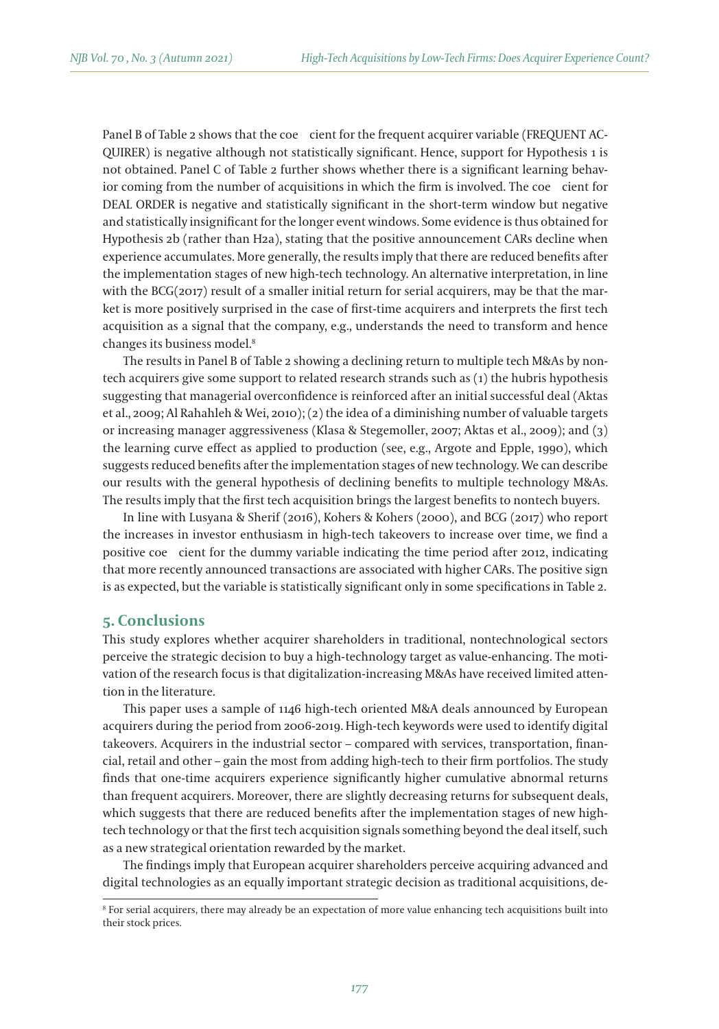Panel B of Table 2 shows that the coefficient for the frequent acquirer variable (FREQUENT ACQUIRER) is negative although not statistically significant. Hence, support for Hypothesis 1 is not obtained. Panel C of Table 2 further shows whether there is a significant learning behavior coming from the number of acquisitions in which the firm is involved. The coefficient for DEAL ORDER is negative and statistically significant in the short-term window but negative and statistically insignificant for the longer event windows. Some evidence is thus obtained for Hypothesis 2b (rather than H2a), stating that the positive announcement CARs decline when experience accumulates. More generally, the results imply that there are reduced benefits after the implementation stages of new high-tech technology. An alternative interpretation, in line with the BCG(2017) result of a smaller initial return for serial acquirers, may be that the market is more positively surprised in the case of first-time acquirers and interprets the first tech acquisition as a signal that the company, e.g., understands the need to transform and hence changes its business model.[8]

The results in Panel B of Table 2 showing a declining return to multiple tech M&As by nontech acquirers give some support to related research strands such as (1) the hubris hypothesis suggesting that managerial overconfidence is reinforced after an initial successful deal (Aktas et al., 2009; Al Rahahleh & Wei, 2010); (2) the idea of a diminishing number of valuable targets or increasing manager aggressiveness (Klasa & Stegemoller, 2007; Aktas et al., 2009); and (3) the learning curve effect as applied to production (see, e.g., Argote and Epple, 1990), which suggests reduced benefits after the implementation stages of new technology. We can describe our results with the general hypothesis of declining benefits to multiple technology M&As. The results imply that the first tech acquisition brings the largest benefits to nontech buyers.

In line with Lusyana & Sherif (2016), Kohers & Kohers (2000), and BCG (2017) who report the increases in investor enthusiasm in high-tech takeovers to increase over time, we find a positive coefficient for the dummy variable indicating the time period after 2012, indicating that more recently announced transactions are associated with higher CARs. The positive sign is as expected, but the variable is statistically significant only in some specifications in Table 2.

## 5. Conclusions

This study explores whether acquirer shareholders in traditional, nontechnological sectors perceive the strategic decision to buy a high-technology target as value-enhancing. The motivation of the research focus is that digitalization-increasing M&As have received limited attention in the literature.

This paper uses a sample of 1146 high-tech oriented M&A deals announced by European acquirers during the period from 2006-2019. High-tech keywords were used to identify digital takeovers. Acquirers in the industrial sector – compared with services, transportation, financial, retail and other – gain the most from adding high-tech to their firm portfolios. The study finds that one-time acquirers experience significantly higher cumulative abnormal returns than frequent acquirers. Moreover, there are slightly decreasing returns for subsequent deals, which suggests that there are reduced benefits after the implementation stages of new high-tech technology or that the first tech acquisition signals something beyond the deal itself, such as a new strategical orientation rewarded by the market.

The findings imply that European acquirer shareholders perceive acquiring advanced and digital technologies as an equally important strategic decision as traditional acquisitions, de-

[8] For serial acquirers, there may already be an expectation of more value enhancing tech acquisitions built into their stock prices.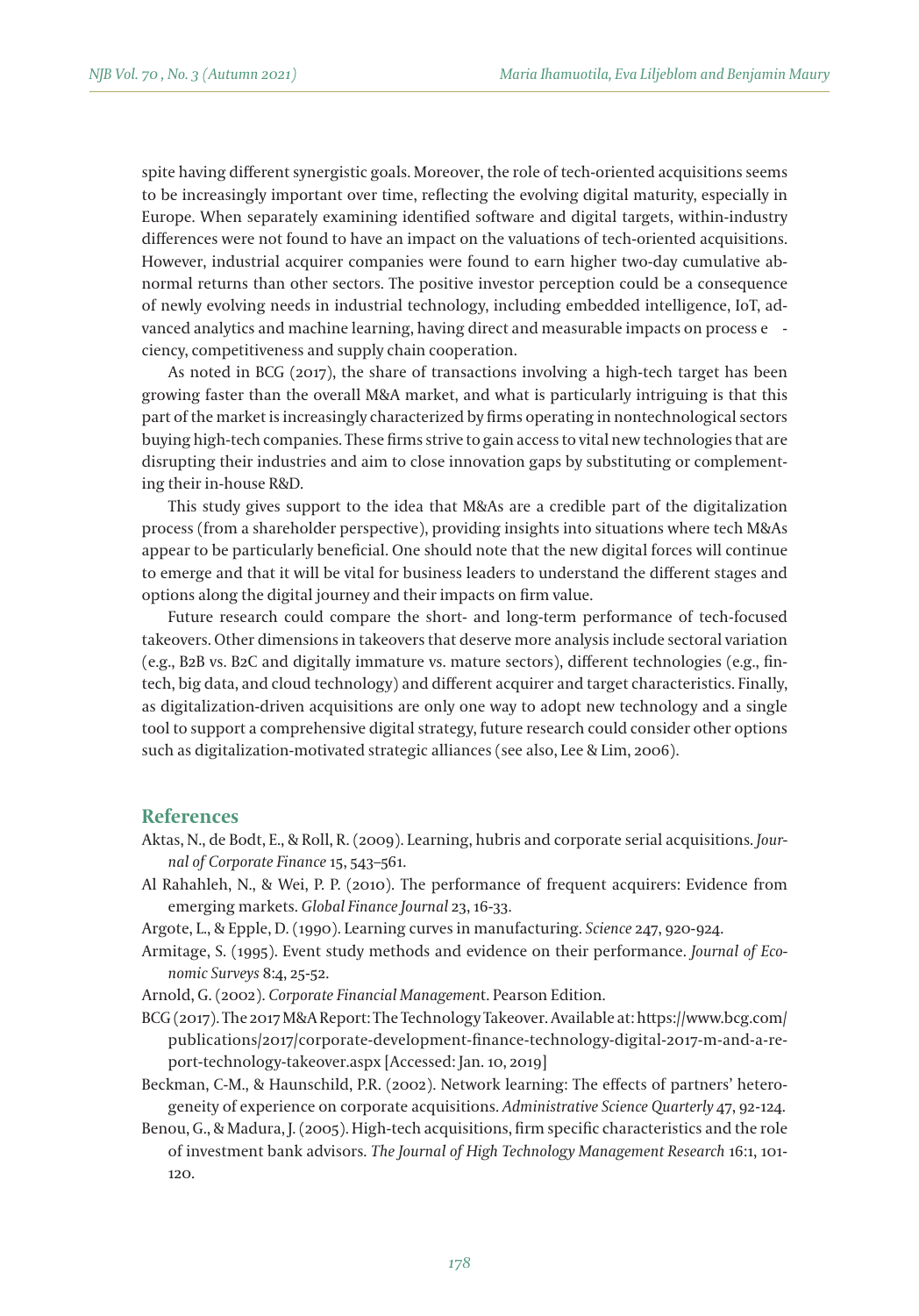spite having different synergistic goals. Moreover, the role of tech-oriented acquisitions seems to be increasingly important over time, reflecting the evolving digital maturity, especially in Europe. When separately examining identified software and digital targets, within-industry differences were not found to have an impact on the valuations of tech-oriented acquisitions. However, industrial acquirer companies were found to earn higher two-day cumulative abnormal returns than other sectors. The positive investor perception could be a consequence of newly evolving needs in industrial technology, including embedded intelligence, IoT, advanced analytics and machine learning, having direct and measurable impacts on process efficiency, competitiveness and supply chain cooperation.

As noted in BCG (2017), the share of transactions involving a high-tech target has been growing faster than the overall M&A market, and what is particularly intriguing is that this part of the market is increasingly characterized by firms operating in nontechnological sectors buying high-tech companies. These firms strive to gain access to vital new technologies that are disrupting their industries and aim to close innovation gaps by substituting or complementing their in-house R&D.

This study gives support to the idea that M&As are a credible part of the digitalization process (from a shareholder perspective), providing insights into situations where tech M&As appear to be particularly beneficial. One should note that the new digital forces will continue to emerge and that it will be vital for business leaders to understand the different stages and options along the digital journey and their impacts on firm value.

Future research could compare the short- and long-term performance of tech-focused takeovers. Other dimensions in takeovers that deserve more analysis include sectoral variation (e.g., B2B vs. B2C and digitally immature vs. mature sectors), different technologies (e.g., fintech, big data, and cloud technology) and different acquirer and target characteristics. Finally, as digitalization-driven acquisitions are only one way to adopt new technology and a single tool to support a comprehensive digital strategy, future research could consider other options such as digitalization-motivated strategic alliances (see also, Lee & Lim, 2006).

## References

Aktas, N., de Bodt, E., & Roll, R. (2009). Learning, hubris and corporate serial acquisitions. *Journal of Corporate Finance* 15, 543–561.

Al Rahahleh, N., & Wei, P. P. (2010). The performance of frequent acquirers: Evidence from emerging markets. *Global Finance Journal* 23, 16-33.

Argote, L., & Epple, D. (1990). Learning curves in manufacturing. *Science* 247, 920-924.

Armitage, S. (1995). Event study methods and evidence on their performance. *Journal of Economic Surveys* 8:4, 25-52.

Arnold, G. (2002). *Corporate Financial Management*. Pearson Edition.

BCG (2017). The 2017 M&A Report: The Technology Takeover. Available at: https://www.bcg.com/publications/2017/corporate-development-finance-technology-digital-2017-m-and-a-report-technology-takeover.aspx [Accessed: Jan. 10, 2019]

Beckman, C-M., & Haunschild, P.R. (2002). Network learning: The effects of partners' heterogeneity of experience on corporate acquisitions. *Administrative Science Quarterly* 47, 92-124.

Benou, G., & Madura, J. (2005). High-tech acquisitions, firm specific characteristics and the role of investment bank advisors. *The Journal of High Technology Management Research* 16:1, 101-120.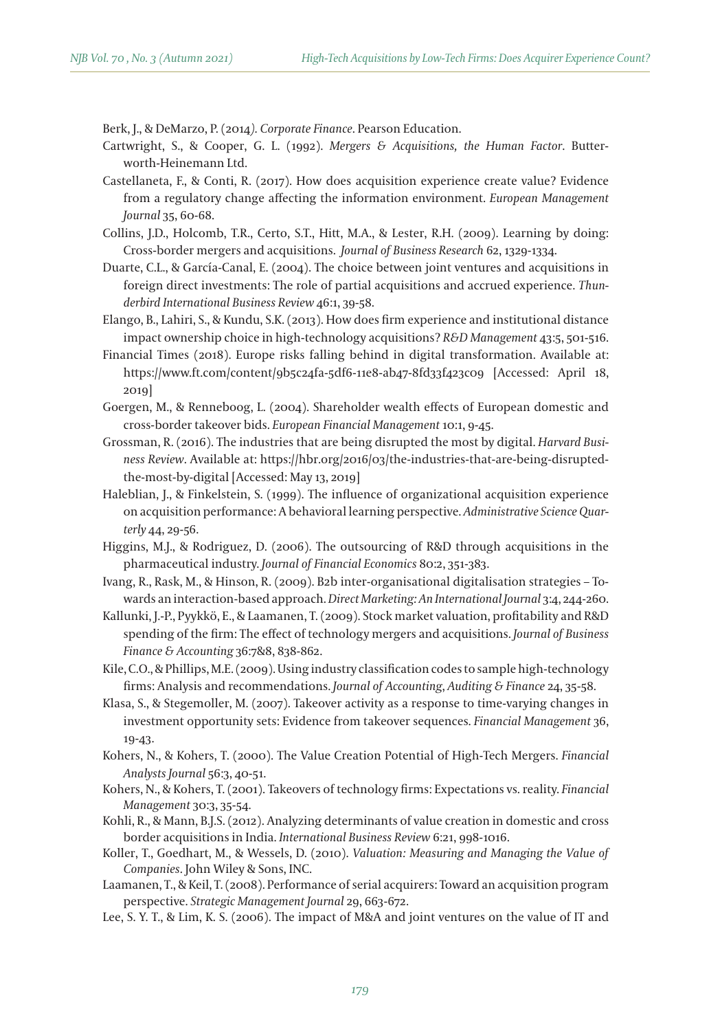Berk, J., & DeMarzo, P. (2014). *Corporate Finance*. Pearson Education.

Cartwright, S., & Cooper, G. L. (1992). *Mergers & Acquisitions, the Human Factor*. Butterworth-Heinemann Ltd.

Castellaneta, F., & Conti, R. (2017). How does acquisition experience create value? Evidence from a regulatory change affecting the information environment. *European Management Journal* 35, 60-68.

Collins, J.D., Holcomb, T.R., Certo, S.T., Hitt, M.A., & Lester, R.H. (2009). Learning by doing: Cross-border mergers and acquisitions. *Journal of Business Research* 62, 1329-1334.

Duarte, C.L., & García-Canal, E. (2004). The choice between joint ventures and acquisitions in foreign direct investments: The role of partial acquisitions and accrued experience. *Thunderbird International Business Review* 46:1, 39-58.

Elango, B., Lahiri, S., & Kundu, S.K. (2013). How does firm experience and institutional distance impact ownership choice in high-technology acquisitions? *R&D Management* 43:5, 501-516.

Financial Times (2018). Europe risks falling behind in digital transformation. Available at: https://www.ft.com/content/9b5c24fa-5df6-11e8-ab47-8fd33f423c09 [Accessed: April 18, 2019]

Goergen, M., & Renneboog, L. (2004). Shareholder wealth effects of European domestic and cross-border takeover bids. *European Financial Management* 10:1, 9-45.

Grossman, R. (2016). The industries that are being disrupted the most by digital. *Harvard Business Review*. Available at: https://hbr.org/2016/03/the-industries-that-are-being-disrupted-the-most-by-digital [Accessed: May 13, 2019]

Haleblian, J., & Finkelstein, S. (1999). The influence of organizational acquisition experience on acquisition performance: A behavioral learning perspective. *Administrative Science Quarterly* 44, 29-56.

Higgins, M.J., & Rodriguez, D. (2006). The outsourcing of R&D through acquisitions in the pharmaceutical industry. *Journal of Financial Economics* 80:2, 351-383.

Ivang, R., Rask, M., & Hinson, R. (2009). B2b inter-organisational digitalisation strategies – Towards an interaction-based approach. *Direct Marketing: An International Journal* 3:4, 244-260.

Kallunki, J.-P., Pyykkö, E., & Laamanen, T. (2009). Stock market valuation, profitability and R&D spending of the firm: The effect of technology mergers and acquisitions. *Journal of Business Finance & Accounting* 36:7&8, 838-862.

Kile, C.O., & Phillips, M.E. (2009). Using industry classification codes to sample high-technology firms: Analysis and recommendations. *Journal of Accounting, Auditing & Finance* 24, 35-58.

Klasa, S., & Stegemoller, M. (2007). Takeover activity as a response to time-varying changes in investment opportunity sets: Evidence from takeover sequences. *Financial Management* 36, 19-43.

Kohers, N., & Kohers, T. (2000). The Value Creation Potential of High-Tech Mergers. *Financial Analysts Journal* 56:3, 40-51.

Kohers, N., & Kohers, T. (2001). Takeovers of technology firms: Expectations vs. reality. *Financial Management* 30:3, 35-54.

Kohli, R., & Mann, B.J.S. (2012). Analyzing determinants of value creation in domestic and cross border acquisitions in India. *International Business Review* 6:21, 998-1016.

Koller, T., Goedhart, M., & Wessels, D. (2010). *Valuation: Measuring and Managing the Value of Companies*. John Wiley & Sons, INC.

Laamanen, T., & Keil, T. (2008). Performance of serial acquirers: Toward an acquisition program perspective. *Strategic Management Journal* 29, 663-672.

Lee, S. Y. T., & Lim, K. S. (2006). The impact of M&A and joint ventures on the value of IT and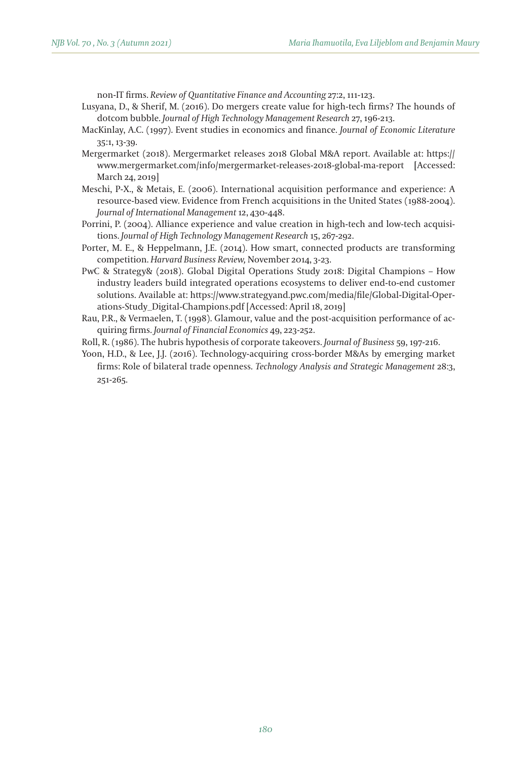non-IT firms. *Review of Quantitative Finance and Accounting* 27:2, 111-123.

Lusyana, D., & Sherif, M. (2016). Do mergers create value for high-tech firms? The hounds of dotcom bubble. *Journal of High Technology Management Research* 27, 196-213.

MacKinlay, A.C. (1997). Event studies in economics and finance. *Journal of Economic Literature* 35:1, 13-39.

Mergermarket (2018). Mergermarket releases 2018 Global M&A report. Available at: https://www.mergermarket.com/info/mergermarket-releases-2018-global-ma-report [Accessed: March 24, 2019]

Meschi, P-X., & Metais, E. (2006). International acquisition performance and experience: A resource-based view. Evidence from French acquisitions in the United States (1988-2004). *Journal of International Management* 12, 430-448.

Porrini, P. (2004). Alliance experience and value creation in high-tech and low-tech acquisitions. *Journal of High Technology Management Research* 15, 267-292.

Porter, M. E., & Heppelmann, J.E. (2014). How smart, connected products are transforming competition. *Harvard Business Review,* November 2014, 3-23.

PwC & Strategy& (2018). Global Digital Operations Study 2018: Digital Champions – How industry leaders build integrated operations ecosystems to deliver end-to-end customer solutions. Available at: https://www.strategyand.pwc.com/media/file/Global-Digital-Operations-Study_Digital-Champions.pdf [Accessed: April 18, 2019]

Rau, P.R., & Vermaelen, T. (1998). Glamour, value and the post-acquisition performance of acquiring firms. *Journal of Financial Economics* 49, 223-252.

Roll, R. (1986). The hubris hypothesis of corporate takeovers. *Journal of Business* 59, 197-216.

Yoon, H.D., & Lee, J.J. (2016). Technology-acquiring cross-border M&As by emerging market firms: Role of bilateral trade openness. *Technology Analysis and Strategic Management* 28:3, 251-265.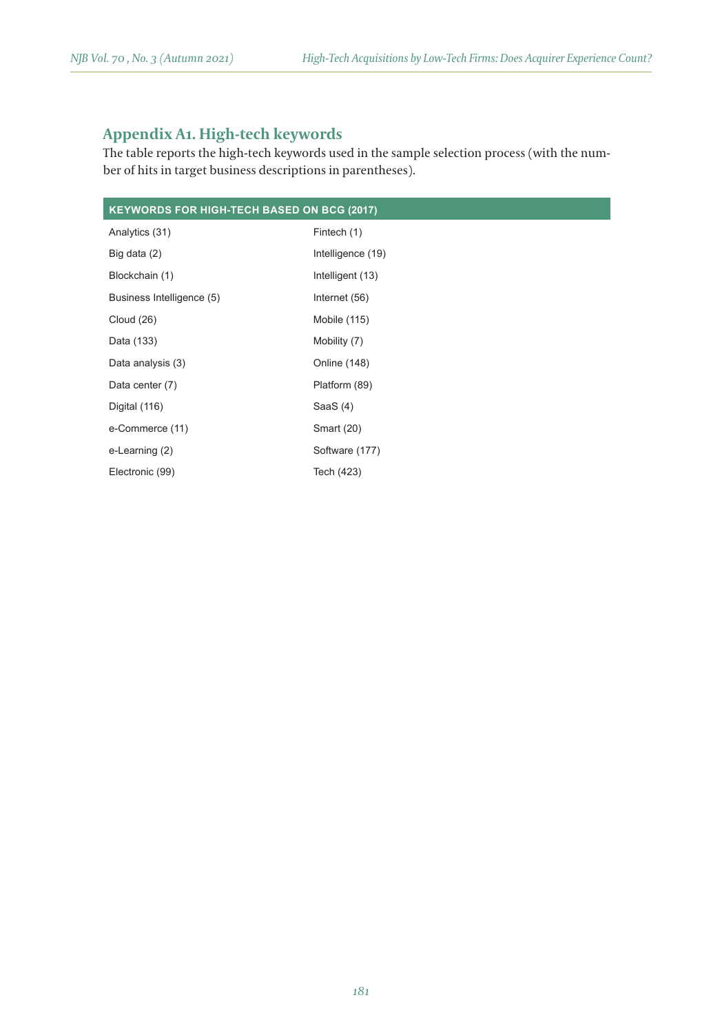## Appendix A1. High-tech keywords

The table reports the high-tech keywords used in the sample selection process (with the number of hits in target business descriptions in parentheses).

| KEYWORDS FOR HIGH-TECH BASED ON BCG (2017) | |
|---|---|
| Analytics (31) | Fintech (1) |
| Big data (2) | Intelligence (19) |
| Blockchain (1) | Intelligent (13) |
| Business Intelligence (5) | Internet (56) |
| Cloud (26) | Mobile (115) |
| Data (133) | Mobility (7) |
| Data analysis (3) | Online (148) |
| Data center (7) | Platform (89) |
| Digital (116) | SaaS (4) |
| e-Commerce (11) | Smart (20) |
| e-Learning (2) | Software (177) |
| Electronic (99) | Tech (423) |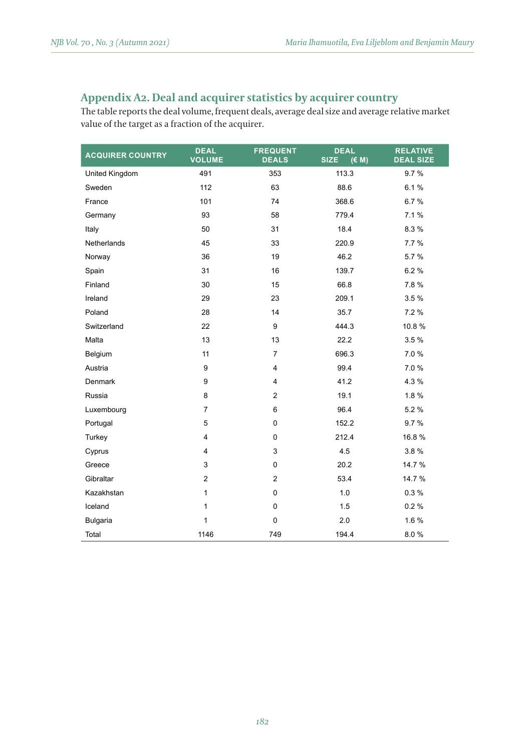## Appendix A2. Deal and acquirer statistics by acquirer country

The table reports the deal volume, frequent deals, average deal size and average relative market value of the target as a fraction of the acquirer.

| ACQUIRER COUNTRY | DEAL VOLUME | FREQUENT DEALS | DEAL SIZE (€ M) | RELATIVE DEAL SIZE |
|---|---|---|---|---|
| United Kingdom | 491 | 353 | 113.3 | 9.7 % |
| Sweden | 112 | 63 | 88.6 | 6.1 % |
| France | 101 | 74 | 368.6 | 6.7 % |
| Germany | 93 | 58 | 779.4 | 7.1 % |
| Italy | 50 | 31 | 18.4 | 8.3 % |
| Netherlands | 45 | 33 | 220.9 | 7.7 % |
| Norway | 36 | 19 | 46.2 | 5.7 % |
| Spain | 31 | 16 | 139.7 | 6.2 % |
| Finland | 30 | 15 | 66.8 | 7.8 % |
| Ireland | 29 | 23 | 209.1 | 3.5 % |
| Poland | 28 | 14 | 35.7 | 7.2 % |
| Switzerland | 22 | 9 | 444.3 | 10.8 % |
| Malta | 13 | 13 | 22.2 | 3.5 % |
| Belgium | 11 | 7 | 696.3 | 7.0 % |
| Austria | 9 | 4 | 99.4 | 7.0 % |
| Denmark | 9 | 4 | 41.2 | 4.3 % |
| Russia | 8 | 2 | 19.1 | 1.8 % |
| Luxembourg | 7 | 6 | 96.4 | 5.2 % |
| Portugal | 5 | 0 | 152.2 | 9.7 % |
| Turkey | 4 | 0 | 212.4 | 16.8 % |
| Cyprus | 4 | 3 | 4.5 | 3.8 % |
| Greece | 3 | 0 | 20.2 | 14.7 % |
| Gibraltar | 2 | 2 | 53.4 | 14.7 % |
| Kazakhstan | 1 | 0 | 1.0 | 0.3 % |
| Iceland | 1 | 0 | 1.5 | 0.2 % |
| Bulgaria | 1 | 0 | 2.0 | 1.6 % |
| Total | 1146 | 749 | 194.4 | 8.0 % |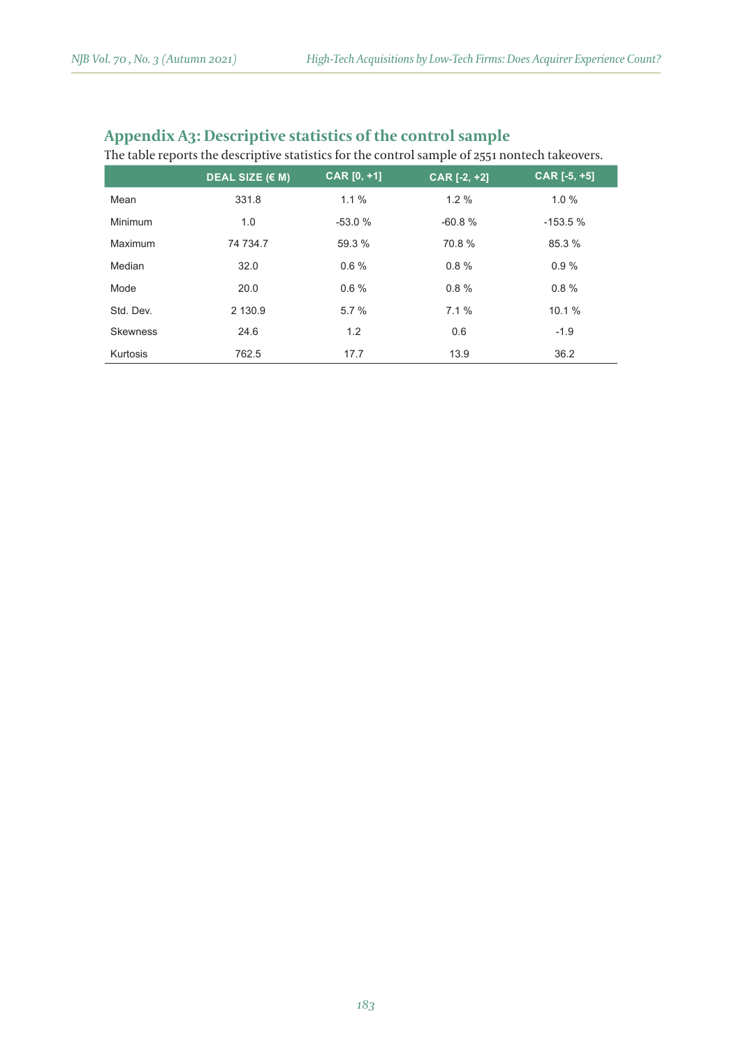## Appendix A3: Descriptive statistics of the control sample

The table reports the descriptive statistics for the control sample of 2551 nontech takeovers.

| | DEAL SIZE (€ M) | CAR [0, +1] | CAR [-2, +2] | CAR [-5, +5] |
|---|---|---|---|---|
| Mean | 331.8 | 1.1 % | 1.2 % | 1.0 % |
| Minimum | 1.0 | -53.0 % | -60.8 % | -153.5 % |
| Maximum | 74 734.7 | 59.3 % | 70.8 % | 85.3 % |
| Median | 32.0 | 0.6 % | 0.8 % | 0.9 % |
| Mode | 20.0 | 0.6 % | 0.8 % | 0.8 % |
| Std. Dev. | 2 130.9 | 5.7 % | 7.1 % | 10.1 % |
| Skewness | 24.6 | 1.2 | 0.6 | -1.9 |
| Kurtosis | 762.5 | 17.7 | 13.9 | 36.2 |